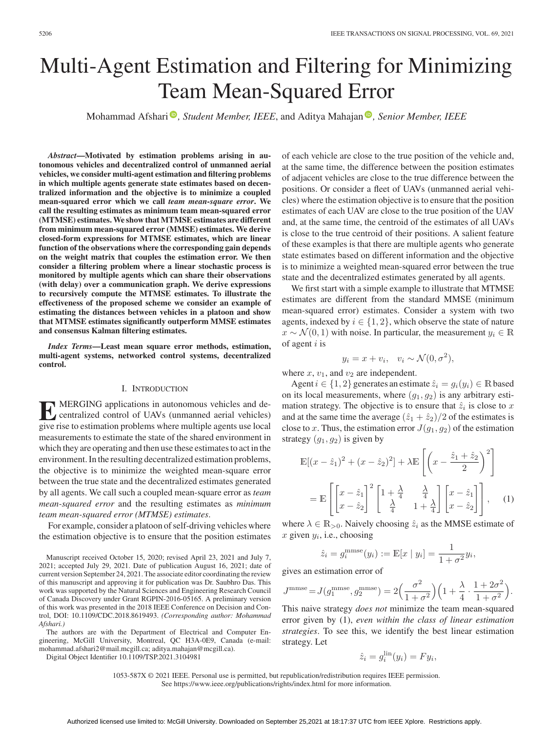# Multi-Agent Estimation and Filtering for Minimizing Team Mean-Squared Error

Mohammad Afshari, *Student Member, IEEE*, and Aditya Mahajan, *Senior Member, IEEE*

***Abstract*—Motivated by estimation problems arising in autonomous vehicles and decentralized control of unmanned aerial vehicles, we consider multi-agent estimation and filtering problems in which multiple agents generate state estimates based on decentralized information and the objective is to minimize a coupled mean-squared error which we call *team mean-square error*. We call the resulting estimates as minimum team mean-squared error (MTMSE) estimates. We show that MTMSE estimates are different from minimum mean-squared error (MMSE) estimates. We derive closed-form expressions for MTMSE estimates, which are linear function of the observations where the corresponding gain depends on the weight matrix that couples the estimation error. We then consider a filtering problem where a linear stochastic process is monitored by multiple agents which can share their observations (with delay) over a communication graph. We derive expressions to recursively compute the MTMSE estimates. To illustrate the effectiveness of the proposed scheme we consider an example of estimating the distances between vehicles in a platoon and show that MTMSE estimates significantly outperform MMSE estimates and consensus Kalman filtering estimates.**

***Index Terms*—Least mean square error methods, estimation, multi-agent systems, networked control systems, decentralized control.**

## I. Introduction

Emerging applications in autonomous vehicles and decentralized control of UAVs (unmanned aerial vehicles) give rise to estimation problems where multiple agents use local measurements to estimate the state of the shared environment in which they are operating and then use these estimates to act in the environment. In the resulting decentralized estimation problems, the objective is to minimize the weighted mean-square error between the true state and the decentralized estimates generated by all agents. We call such a coupled mean-square error as *team mean-squared error* and the resulting estimates as *minimum team mean-squared error (MTMSE) estimates*.

For example, consider a platoon of self-driving vehicles where the estimation objective is to ensure that the position estimates of each vehicle are close to the true position of the vehicle and, at the same time, the difference between the position estimates of adjacent vehicles are close to the true difference between the positions. Or consider a fleet of UAVs (unmanned aerial vehicles) where the estimation objective is to ensure that the position estimates of each UAV are close to the true position of the UAV and, at the same time, the centroid of the estimates of all UAVs is close to the true centroid of their positions. A salient feature of these examples is that there are multiple agents who generate state estimates based on different information and the objective is to minimize a weighted mean-squared error between the true state and the decentralized estimates generated by all agents.

We first start with a simple example to illustrate that MTMSE estimates are different from the standard MMSE (minimum mean-squared error) estimates. Consider a system with two agents, indexed by $i \in \{1, 2\}$, which observe the state of nature $x \sim \mathcal{N}(0, 1)$ with noise. In particular, the measurement $y_i \in \mathbb{R}$ of agent $i$ is

$$y_i = x + v_i, \quad v_i \sim \mathcal{N}(0, \sigma^2),$$

where $x$, $v_1$, and $v_2$ are independent.

Agent $i \in \{1, 2\}$ generates an estimate $\hat{z}_i = g_i(y_i) \in \mathbb{R}$ based on its local measurements, where $(g_1, g_2)$ is any arbitrary estimation strategy. The objective is to ensure that $\hat{z}_i$ is close to $x$ and at the same time the average $(\hat{z}_1 + \hat{z}_2)/2$ of the estimates is close to $x$. Thus, the estimation error $J(g_1, g_2)$ of the estimation strategy $(g_1, g_2)$ is given by

$$\begin{aligned}
&\mathbb{E}[(x - \hat{z}_1)^2 + (x - \hat{z}_2)^2] + \lambda \mathbb{E}\left[\left(x - \frac{\hat{z}_1 + \hat{z}_2}{2}\right)^2\right] \\
&= \mathbb{E}\left[\begin{bmatrix} x - \hat{z}_1 \\ x - \hat{z}_2 \end{bmatrix}^2 \begin{bmatrix} 1 + \frac{\lambda}{4} & \frac{\lambda}{4} \\ \frac{\lambda}{4} & 1 + \frac{\lambda}{4} \end{bmatrix} \begin{bmatrix} x - \hat{z}_1 \\ x - \hat{z}_2 \end{bmatrix}\right], \qquad (1)
\end{aligned}$$

where $\lambda \in \mathbb{R}_{>0}$. Naively choosing $\hat{z}_i$ as the MMSE estimate of $x$ given $y_i$, i.e., choosing

$$\hat{z}_i = g_i^{\text{mmse}}(y_i) := \mathbb{E}[x \mid y_i] = \frac{1}{1 + \sigma^2} y_i,$$

gives an estimation error of

$$J^{\text{mmse}} = J(g_1^{\text{mmse}}, g_2^{\text{mmse}}) = 2\Big(\frac{\sigma^2}{1 + \sigma^2}\Big)\Big(1 + \frac{\lambda}{4} \cdot \frac{1 + 2\sigma^2}{1 + \sigma^2}\Big).$$

This naive strategy *does not* minimize the team mean-squared error given by (1), *even within the class of linear estimation strategies*. To see this, we identify the best linear estimation strategy. Let

$$\hat{z}_i = g_i^{\text{lin}}(y_i) = F y_i,$$

Manuscript received October 15, 2020; revised April 23, 2021 and July 7, 2021; accepted July 29, 2021. Date of publication August 16, 2021; date of current version September 24, 2021. The associate editor coordinating the review of this manuscript and approving it for publication was Dr. Saubhro Das. This work was supported by the Natural Sciences and Engineering Research Council of Canada Discovery under Grant RGPIN-2016-05165. A preliminary version of this work was presented in the 2018 IEEE Conference on Decision and Control, DOI: 10.1109/CDC.2018.8619493. *(Corresponding author: Mohammad Afshari.)*

The authors are with the Department of Electrical and Computer Engineering, McGill University, Montreal, QC H3A-0E9, Canada (e-mail: mohammad.afshari2@mail.mcgill.ca; aditya.mahajan@mcgill.ca).

Digital Object Identifier 10.1109/TSP.2021.3104981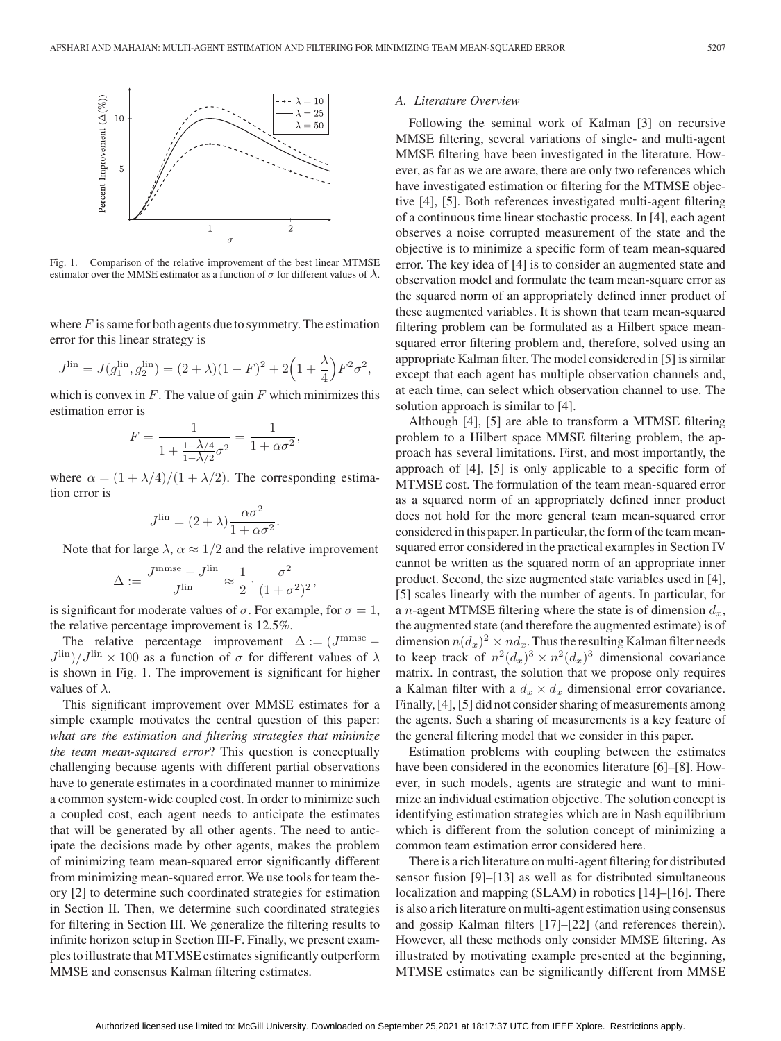Fig. 1. Comparison of the relative improvement of the best linear MTMSE estimator over the MMSE estimator as a function of $\sigma$ for different values of $\lambda$.

where $F$ is same for both agents due to symmetry. The estimation error for this linear strategy is

$$J^{\text{lin}} = J(g_1^{\text{lin}}, g_2^{\text{lin}}) = (2+\lambda)(1-F)^2 + 2\Big(1+\frac{\lambda}{4}\Big)F^2\sigma^2,$$

which is convex in $F$. The value of gain $F$ which minimizes this estimation error is

$$F = \frac{1}{1+\frac{1+\lambda/4}{1+\lambda/2}\sigma^2} = \frac{1}{1+\alpha\sigma^2},$$

where $\alpha = (1+\lambda/4)/(1+\lambda/2)$. The corresponding estimation error is

$$J^{\text{lin}} = (2+\lambda)\frac{\alpha\sigma^2}{1+\alpha\sigma^2}.$$

Note that for large $\lambda$, $\alpha \approx 1/2$ and the relative improvement

$$\Delta := \frac{J^{\text{mmse}} - J^{\text{lin}}}{J^{\text{lin}}} \approx \frac{1}{2}\cdot\frac{\sigma^2}{(1+\sigma^2)^2},$$

is significant for moderate values of $\sigma$. For example, for $\sigma = 1$, the relative percentage improvement is 12.5%.

The relative percentage improvement $\Delta := (J^{\text{mmse}} - J^{\text{lin}})/J^{\text{lin}} \times 100$ as a function of $\sigma$ for different values of $\lambda$ is shown in Fig. 1. The improvement is significant for higher values of $\lambda$.

This significant improvement over MMSE estimates for a simple example motivates the central question of this paper: *what are the estimation and filtering strategies that minimize the team mean-squared error*? This question is conceptually challenging because agents with different partial observations have to generate estimates in a coordinated manner to minimize a common system-wide coupled cost. In order to minimize such a coupled cost, each agent needs to anticipate the estimates that will be generated by all other agents. The need to anticipate the decisions made by other agents, makes the problem of minimizing team mean-squared error significantly different from minimizing mean-squared error. We use tools for team theory [2] to determine such coordinated strategies for estimation in Section II. Then, we determine such coordinated strategies for filtering in Section III. We generalize the filtering results to infinite horizon setup in Section III-F. Finally, we present examples to illustrate that MTMSE estimates significantly outperform MMSE and consensus Kalman filtering estimates.

### *A. Literature Overview*

Following the seminal work of Kalman [3] on recursive MMSE filtering, several variations of single- and multi-agent MMSE filtering have been investigated in the literature. However, as far as we are aware, there are only two references which have investigated estimation or filtering for the MTMSE objective [4], [5]. Both references investigated multi-agent filtering of a continuous time linear stochastic process. In [4], each agent observes a noise corrupted measurement of the state and the objective is to minimize a specific form of team mean-squared error. The key idea of [4] is to consider an augmented state and observation model and formulate the team mean-square error as the squared norm of an appropriately defined inner product of these augmented variables. It is shown that team mean-squared filtering problem can be formulated as a Hilbert space mean-squared error filtering problem and, therefore, solved using an appropriate Kalman filter. The model considered in [5] is similar except that each agent has multiple observation channels and, at each time, can select which observation channel to use. The solution approach is similar to [4].

Although [4], [5] are able to transform a MTMSE filtering problem to a Hilbert space MMSE filtering problem, the approach has several limitations. First, and most importantly, the approach of [4], [5] is only applicable to a specific form of MTMSE cost. The formulation of the team mean-squared error as a squared norm of an appropriately defined inner product does not hold for the more general team mean-squared error considered in this paper. In particular, the form of the team mean-squared error considered in the practical examples in Section IV cannot be written as the squared norm of an appropriate inner product. Second, the size augmented state variables used in [4], [5] scales linearly with the number of agents. In particular, for a $n$-agent MTMSE filtering where the state is of dimension $d_x$, the augmented state (and therefore the augmented estimate) is of dimension $n(d_x)^2 \times nd_x$. Thus the resulting Kalman filter needs to keep track of $n^2(d_x)^3 \times n^2(d_x)^3$ dimensional covariance matrix. In contrast, the solution that we propose only requires a Kalman filter with a $d_x \times d_x$ dimensional error covariance. Finally, [4], [5] did not consider sharing of measurements among the agents. Such a sharing of measurements is a key feature of the general filtering model that we consider in this paper.

Estimation problems with coupling between the estimates have been considered in the economics literature [6]–[8]. However, in such models, agents are strategic and want to minimize an individual estimation objective. The solution concept is identifying estimation strategies which are in Nash equilibrium which is different from the solution concept of minimizing a common team estimation error considered here.

There is a rich literature on multi-agent filtering for distributed sensor fusion [9]–[13] as well as for distributed simultaneous localization and mapping (SLAM) in robotics [14]–[16]. There is also a rich literature on multi-agent estimation using consensus and gossip Kalman filters [17]–[22] (and references therein). However, all these methods only consider MMSE filtering. As illustrated by motivating example presented at the beginning, MTMSE estimates can be significantly different from MMSE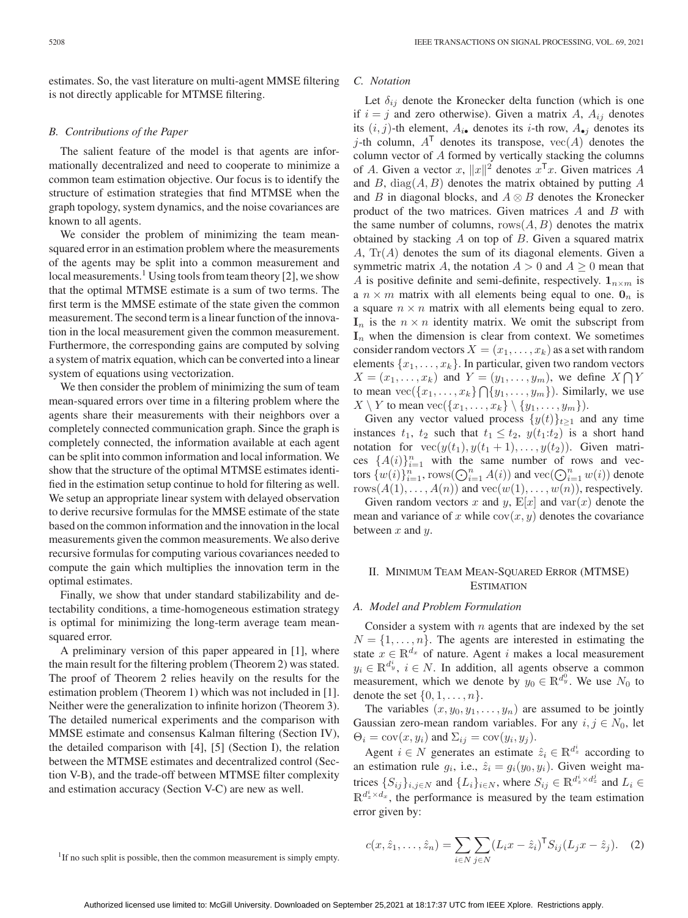estimates. So, the vast literature on multi-agent MMSE filtering is not directly applicable for MTMSE filtering.

### B. Contributions of the Paper

The salient feature of the model is that agents are informationally decentralized and need to cooperate to minimize a common team estimation objective. Our focus is to identify the structure of estimation strategies that find MTMSE when the graph topology, system dynamics, and the noise covariances are known to all agents.

We consider the problem of minimizing the team mean-squared error in an estimation problem where the measurements of the agents may be split into a common measurement and local measurements.[1] Using tools from team theory [2], we show that the optimal MTMSE estimate is a sum of two terms. The first term is the MMSE estimate of the state given the common measurement. The second term is a linear function of the innovation in the local measurement given the common measurement. Furthermore, the corresponding gains are computed by solving a system of matrix equation, which can be converted into a linear system of equations using vectorization.

We then consider the problem of minimizing the sum of team mean-squared errors over time in a filtering problem where the agents share their measurements with their neighbors over a completely connected communication graph. Since the graph is completely connected, the information available at each agent can be split into common information and local information. We show that the structure of the optimal MTMSE estimates identified in the estimation setup continue to hold for filtering as well. We setup an appropriate linear system with delayed observation to derive recursive formulas for the MMSE estimate of the state based on the common information and the innovation in the local measurements given the common measurements. We also derive recursive formulas for computing various covariances needed to compute the gain which multiplies the innovation term in the optimal estimates.

Finally, we show that under standard stabilizability and detectability conditions, a time-homogeneous estimation strategy is optimal for minimizing the long-term average team mean-squared error.

A preliminary version of this paper appeared in [1], where the main result for the filtering problem (Theorem 2) was stated. The proof of Theorem 2 relies heavily on the results for the estimation problem (Theorem 1) which was not included in [1]. Neither were the generalization to infinite horizon (Theorem 3). The detailed numerical experiments and the comparison with MMSE estimate and consensus Kalman filtering (Section IV), the detailed comparison with [4], [5] (Section I), the relation between the MTMSE estimates and decentralized control (Section V-B), and the trade-off between MTMSE filter complexity and estimation accuracy (Section V-C) are new as well.

[1] If no such split is possible, then the common measurement is simply empty.

### C. Notation

Let $\delta_{ij}$ denote the Kronecker delta function (which is one if $i = j$ and zero otherwise). Given a matrix $A$, $A_{ij}$ denotes its $(i, j)$-th element, $A_{i\bullet}$ denotes its $i$-th row, $A_{\bullet j}$ denotes its $j$-th column, $A^{\mathsf{T}}$ denotes its transpose, $\text{vec}(A)$ denotes the column vector of $A$ formed by vertically stacking the columns of $A$. Given a vector $x$, $\|x\|^2$ denotes $x^{\mathsf{T}}x$. Given matrices $A$ and $B$, $\text{diag}(A, B)$ denotes the matrix obtained by putting $A$ and $B$ in diagonal blocks, and $A \otimes B$ denotes the Kronecker product of the two matrices. Given matrices $A$ and $B$ with the same number of columns, $\text{rows}(A, B)$ denotes the matrix obtained by stacking $A$ on top of $B$. Given a squared matrix $A$, $\text{Tr}(A)$ denotes the sum of its diagonal elements. Given a symmetric matrix $A$, the notation $A > 0$ and $A \geq 0$ mean that $A$ is positive definite and semi-definite, respectively. $\mathbf{1}_{n\times m}$ is a $n \times m$ matrix with all elements being equal to one. $\mathbf{0}_n$ is a square $n \times n$ matrix with all elements being equal to zero. $\mathbf{I}_n$ is the $n \times n$ identity matrix. We omit the subscript from $\mathbf{I}_n$ when the dimension is clear from context. We sometimes consider random vectors $X = (x_1, \dots, x_k)$ as a set with random elements $\{x_1, \dots, x_k\}$. In particular, given two random vectors $X = (x_1, \dots, x_k)$ and $Y = (y_1, \dots, y_m)$, we define $X \bigcap Y$ to mean $\text{vec}(\{x_1, \dots, x_k\} \bigcap \{y_1, \dots, y_m\})$. Similarly, we use $X \setminus Y$ to mean $\text{vec}(\{x_1, \dots, x_k\} \setminus \{y_1, \dots, y_m\})$.

Given any vector valued process $\{y(t)\}_{t\geq 1}$ and any time instances $t_1$, $t_2$ such that $t_1 \leq t_2$, $y(t_1{:}t_2)$ is a short hand notation for $\text{vec}(y(t_1), y(t_1 + 1), \dots, y(t_2))$. Given matrices $\{A(i)\}_{i=1}^n$ with the same number of rows and vectors $\{w(i)\}_{i=1}^n$, $\text{rows}(\bigodot_{i=1}^n A(i))$ and $\text{vec}(\bigodot_{i=1}^n w(i))$ denote $\text{rows}(A(1), \dots, A(n))$ and $\text{vec}(w(1), \dots, w(n))$, respectively.

Given random vectors $x$ and $y$, $\mathbb{E}[x]$ and $\text{var}(x)$ denote the mean and variance of $x$ while $\text{cov}(x, y)$ denotes the covariance between $x$ and $y$.

## II. Minimum Team Mean-Squared Error (MTMSE) Estimation

### A. Model and Problem Formulation

Consider a system with $n$ agents that are indexed by the set $N = \{1, \dots, n\}$. The agents are interested in estimating the state $x \in \mathbb{R}^{d_x}$ of nature. Agent $i$ makes a local measurement $y_i \in \mathbb{R}^{d_y^i}$, $i \in N$. In addition, all agents observe a common measurement, which we denote by $y_0 \in \mathbb{R}^{d_y^0}$. We use $N_0$ to denote the set $\{0, 1, \dots, n\}$.

The variables $(x, y_0, y_1, \dots, y_n)$ are assumed to be jointly Gaussian zero-mean random variables. For any $i, j \in N_0$, let $\Theta_i = \text{cov}(x, y_i)$ and $\Sigma_{ij} = \text{cov}(y_i, y_j)$.

Agent $i \in N$ generates an estimate $\hat{z}_i \in \mathbb{R}^{d_z^i}$ according to an estimation rule $g_i$, i.e., $\hat{z}_i = g_i(y_0, y_i)$. Given weight matrices $\{S_{ij}\}_{i,j\in N}$ and $\{L_i\}_{i\in N}$, where $S_{ij} \in \mathbb{R}^{d_z^i \times d_z^j}$ and $L_i \in \mathbb{R}^{d_z^i \times d_x}$, the performance is measured by the team estimation error given by:

$$c(x, \hat{z}_1, \dots, \hat{z}_n) = \sum_{i\in N} \sum_{j\in N} (L_i x - \hat{z}_i)^{\mathsf{T}} S_{ij} (L_j x - \hat{z}_j). \quad (2)$$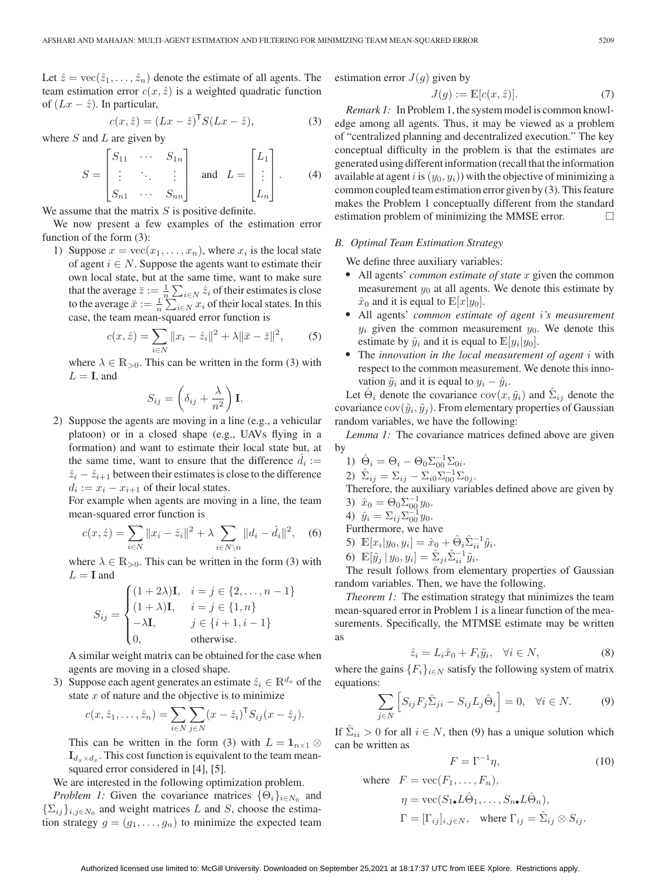Let $\hat{z} = \text{vec}(\hat{z}_1, \ldots, \hat{z}_n)$ denote the estimate of all agents. The team estimation error $c(x, \hat{z})$ is a weighted quadratic function of $(Lx - \hat{z})$. In particular,

$$c(x, \hat{z}) = (Lx - \hat{z})^\mathsf{T} S(Lx - \hat{z}), \tag{3}$$

where $S$ and $L$ are given by

$$S = \begin{bmatrix} S_{11} & \cdots & S_{1n} \\ \vdots & \ddots & \vdots \\ S_{n1} & \cdots & S_{nn} \end{bmatrix} \quad \text{and} \quad L = \begin{bmatrix} L_1 \\ \vdots \\ L_n \end{bmatrix}. \tag{4}$$

We assume that the matrix $S$ is positive definite.

We now present a few examples of the estimation error function of the form (3):

1) Suppose $x = \text{vec}(x_1, \ldots, x_n)$, where $x_i$ is the local state of agent $i \in N$. Suppose the agents want to estimate their own local state, but at the same time, want to make sure that the average $\bar{z} := \frac{1}{n}\sum_{i \in N} \hat{z}_i$ of their estimates is close to the average $\bar{x} := \frac{1}{n}\sum_{i \in N} x_i$ of their local states. In this case, the team mean-squared error function is

$$c(x, \hat{z}) = \sum_{i \in N} \|x_i - \hat{z}_i\|^2 + \lambda \|\bar{x} - \bar{z}\|^2, \tag{5}$$

where $\lambda \in \mathbb{R}_{>0}$. This can be written in the form (3) with $L = \mathbf{I}$, and

$$S_{ij} = \left(\delta_{ij} + \frac{\lambda}{n^2}\right) \mathbf{I}.$$

2) Suppose the agents are moving in a line (e.g., a vehicular platoon) or in a closed shape (e.g., UAVs flying in a formation) and want to estimate their local state but, at the same time, want to ensure that the difference $\hat{d}_i := \hat{z}_i - \hat{z}_{i+1}$ between their estimates is close to the difference $d_i := x_i - x_{i+1}$ of their local states.

For example when agents are moving in a line, the team mean-squared error function is

$$c(x, \hat{z}) = \sum_{i \in N} \|x_i - \hat{z}_i\|^2 + \lambda \sum_{i \in N \setminus n} \|d_i - \hat{d}_i\|^2, \tag{6}$$

where $\lambda \in \mathbb{R}_{>0}$. This can be written in the form (3) with $L = \mathbf{I}$ and

$$S_{ij} = \begin{cases} (1 + 2\lambda)\mathbf{I}, & i = j \in \{2, \ldots, n-1\} \\ (1 + \lambda)\mathbf{I}, & i = j \in \{1, n\} \\ -\lambda \mathbf{I}, & j \in \{i+1, i-1\} \\ 0, & \text{otherwise.} \end{cases}$$

A similar weight matrix can be obtained for the case when agents are moving in a closed shape.

3) Suppose each agent generates an estimate $\hat{z}_i \in \mathbb{R}^{d_x}$ of the state $x$ of nature and the objective is to minimize

$$c(x, \hat{z}_1, \ldots, \hat{z}_n) = \sum_{i \in N} \sum_{j \in N} (x - \hat{z}_i)^\mathsf{T} S_{ij} (x - \hat{z}_j).$$

This can be written in the form (3) with $L = \mathbf{1}_{n \times 1} \otimes \mathbf{I}_{d_x \times d_x}$. This cost function is equivalent to the team mean-squared error considered in [4], [5].

We are interested in the following optimization problem.

*Problem 1:* Given the covariance matrices $\{\Theta_i\}_{i \in N_0}$ and $\{\Sigma_{ij}\}_{i,j \in N_0}$ and weight matrices $L$ and $S$, choose the estimation strategy $g = (g_1, \ldots, g_n)$ to minimize the expected team estimation error $J(g)$ given by

$$J(g) := \mathbb{E}[c(x, \hat{z})]. \tag{7}$$

*Remark 1:* In Problem 1, the system model is common knowledge among all agents. Thus, it may be viewed as a problem of "centralized planning and decentralized execution." The key conceptual difficulty in the problem is that the estimates are generated using different information (recall that the information available at agent $i$ is $(y_0, y_i)$) with the objective of minimizing a common coupled team estimation error given by (3). This feature makes the Problem 1 conceptually different from the standard estimation problem of minimizing the MMSE error. $\square$

## B. Optimal Team Estimation Strategy

We define three auxiliary variables:

- All agents' *common estimate of state* $x$ given the common measurement $y_0$ at all agents. We denote this estimate by $\hat{x}_0$ and it is equal to $\mathbb{E}[x|y_0]$.
- All agents' *common estimate of agent* $i$*'s measurement* $y_i$ given the common measurement $y_0$. We denote this estimate by $\hat{y}_i$ and it is equal to $\mathbb{E}[y_i|y_0]$.
- The *innovation in the local measurement of agent* $i$ with respect to the common measurement. We denote this innovation by $\tilde{y}_i$ and it is equal to $y_i - \hat{y}_i$.

Let $\hat{\Theta}_i$ denote the covariance $\text{cov}(x, \tilde{y}_i)$ and $\hat{\Sigma}_{ij}$ denote the covariance $\text{cov}(\tilde{y}_i, \tilde{y}_j)$. From elementary properties of Gaussian random variables, we have the following:

*Lemma 1:* The covariance matrices defined above are given by

1) $\hat{\Theta}_i = \Theta_i - \Theta_0 \Sigma_{00}^{-1} \Sigma_{0i}$.
2) $\hat{\Sigma}_{ij} = \Sigma_{ij} - \Sigma_{i0} \Sigma_{00}^{-1} \Sigma_{0j}$.

Therefore, the auxiliary variables defined above are given by

3) $\hat{x}_0 = \Theta_0 \Sigma_{00}^{-1} y_0$.
4) $\hat{y}_i = \Sigma_{ij} \Sigma_{00}^{-1} y_0$.

Furthermore, we have

5) $\mathbb{E}[x_i | y_0, y_i] = \hat{x}_0 + \hat{\Theta}_i \hat{\Sigma}_{ii}^{-1} \tilde{y}_i$.
6) $\mathbb{E}[\tilde{y}_j \,|\, y_0, y_i] = \hat{\Sigma}_{ji} \hat{\Sigma}_{ii}^{-1} \tilde{y}_i$.

The result follows from elementary properties of Gaussian random variables. Then, we have the following.

*Theorem 1:* The estimation strategy that minimizes the team mean-squared error in Problem 1 is a linear function of the measurements. Specifically, the MTMSE estimate may be written as

$$\hat{z}_i = L_i \hat{x}_0 + F_i \tilde{y}_i, \quad \forall i \in N, \tag{8}$$

where the gains $\{F_i\}_{i \in N}$ satisfy the following system of matrix equations:

$$\sum_{j \in N} \left[ S_{ij} F_j \hat{\Sigma}_{ji} - S_{ij} L_j \hat{\Theta}_i \right] = 0, \quad \forall i \in N. \tag{9}$$

If $\hat{\Sigma}_{ii} > 0$ for all $i \in N$, then (9) has a unique solution which can be written as

$$F = \Gamma^{-1} \eta, \tag{10}$$

where $\quad F = \text{vec}(F_1, \ldots, F_n),$

$$\eta = \text{vec}(S_{1\bullet} L \hat{\Theta}_1, \ldots, S_{n\bullet} L \hat{\Theta}_n),$$

$$\Gamma = [\Gamma_{ij}]_{i,j \in N}, \quad \text{where } \Gamma_{ij} = \hat{\Sigma}_{ij} \otimes S_{ij}.$$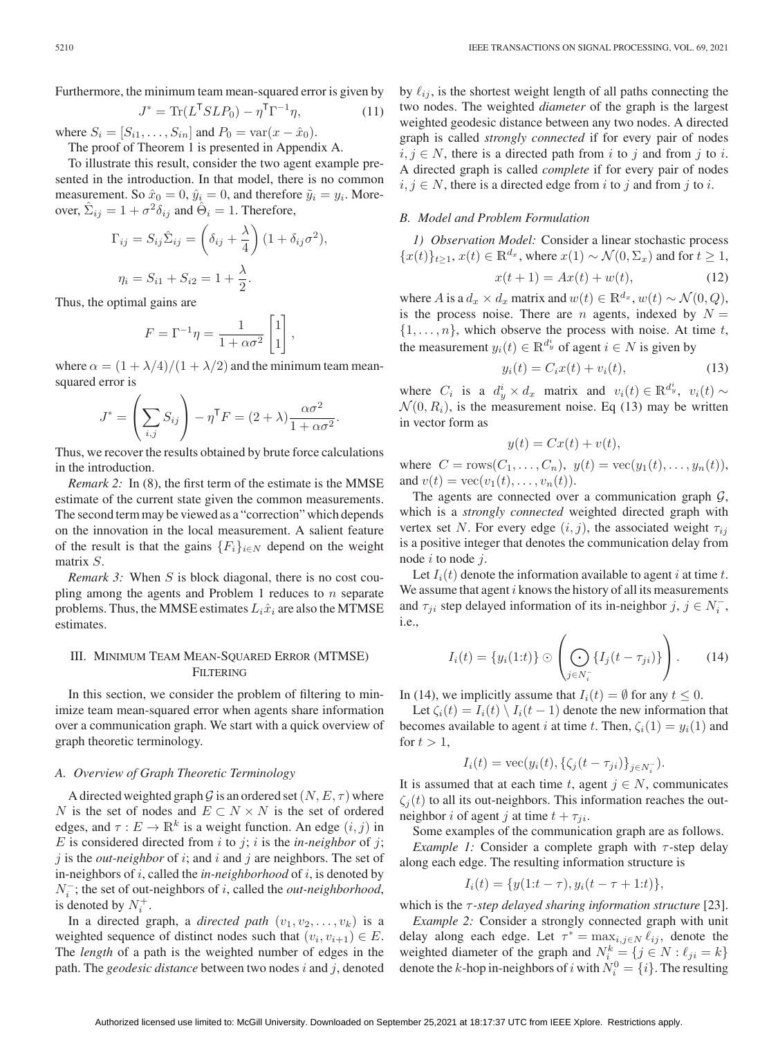Furthermore, the minimum team mean-squared error is given by

$$J^* = \text{Tr}(L^\mathsf{T} SLP_0) - \eta^\mathsf{T}\Gamma^{-1}\eta, \tag{11}$$

where $S_i = [S_{i1}, \dots, S_{in}]$ and $P_0 = \text{var}(x - \hat{x}_0)$.

The proof of Theorem 1 is presented in Appendix A.

To illustrate this result, consider the two agent example presented in the introduction. In that model, there is no common measurement. So $\hat{x}_0 = 0$, $\hat{y}_i = 0$, and therefore $\tilde{y}_i = y_i$. Moreover, $\hat{\Sigma}_{ij} = 1 + \sigma^2\delta_{ij}$ and $\hat{\Theta}_i = 1$. Therefore,

$$\Gamma_{ij} = S_{ij}\hat{\Sigma}_{ij} = \left(\delta_{ij} + \frac{\lambda}{4}\right)(1 + \delta_{ij}\sigma^2),$$

$$\eta_i = S_{i1} + S_{i2} = 1 + \frac{\lambda}{2}.$$

Thus, the optimal gains are

$$F = \Gamma^{-1}\eta = \frac{1}{1 + \alpha\sigma^2}\begin{bmatrix} 1 \\ 1 \end{bmatrix},$$

where $\alpha = (1 + \lambda/4)/(1 + \lambda/2)$ and the minimum team mean-squared error is

$$J^* = \left(\sum_{i,j} S_{ij}\right) - \eta^\mathsf{T} F = (2 + \lambda)\frac{\alpha\sigma^2}{1 + \alpha\sigma^2}.$$

Thus, we recover the results obtained by brute force calculations in the introduction.

*Remark 2:* In (8), the first term of the estimate is the MMSE estimate of the current state given the common measurements. The second term may be viewed as a "correction" which depends on the innovation in the local measurement. A salient feature of the result is that the gains $\{F_i\}_{i\in N}$ depend on the weight matrix $S$.

*Remark 3:* When $S$ is block diagonal, there is no cost coupling among the agents and Problem 1 reduces to $n$ separate problems. Thus, the MMSE estimates $L_i\hat{x}_i$ are also the MTMSE estimates.

## III. Minimum Team Mean-Squared Error (MTMSE) Filtering

In this section, we consider the problem of filtering to minimize team mean-squared error when agents share information over a communication graph. We start with a quick overview of graph theoretic terminology.

### A. Overview of Graph Theoretic Terminology

A directed weighted graph $\mathcal{G}$ is an ordered set $(N, E, \tau)$ where $N$ is the set of nodes and $E \subset N \times N$ is the set of ordered edges, and $\tau : E \to \mathbb{R}^k$ is a weight function. An edge $(i, j)$ in $E$ is considered directed from $i$ to $j$; $i$ is the *in-neighbor* of $j$; $j$ is the *out-neighbor* of $i$; and $i$ and $j$ are neighbors. The set of in-neighbors of $i$, called the *in-neighborhood* of $i$, is denoted by $N_i^-$; the set of out-neighbors of $i$, called the *out-neighborhood*, is denoted by $N_i^+$.

In a directed graph, a *directed path* $(v_1, v_2, \dots, v_k)$ is a weighted sequence of distinct nodes such that $(v_i, v_{i+1}) \in E$. The *length* of a path is the weighted number of edges in the path. The *geodesic distance* between two nodes $i$ and $j$, denoted by $\ell_{ij}$, is the shortest weight length of all paths connecting the two nodes. The weighted *diameter* of the graph is the largest weighted geodesic distance between any two nodes. A directed graph is called *strongly connected* if for every pair of nodes $i, j \in N$, there is a directed path from $i$ to $j$ and from $j$ to $i$. A directed graph is called *complete* if for every pair of nodes $i, j \in N$, there is a directed edge from $i$ to $j$ and from $j$ to $i$.

### B. Model and Problem Formulation

*1) Observation Model:* Consider a linear stochastic process $\{x(t)\}_{t\geq 1}$, $x(t) \in \mathbb{R}^{d_x}$, where $x(1) \sim \mathcal{N}(0, \Sigma_x)$ and for $t \geq 1$,

$$x(t + 1) = Ax(t) + w(t), \tag{12}$$

where $A$ is a $d_x \times d_x$ matrix and $w(t) \in \mathbb{R}^{d_x}$, $w(t) \sim \mathcal{N}(0, Q)$, is the process noise. There are $n$ agents, indexed by $N = \{1, \dots, n\}$, which observe the process with noise. At time $t$, the measurement $y_i(t) \in \mathbb{R}^{d_y^i}$ of agent $i \in N$ is given by

$$y_i(t) = C_i x(t) + v_i(t), \tag{13}$$

where $C_i$ is a $d_y^i \times d_x$ matrix and $v_i(t) \in \mathbb{R}^{d_y^i}$, $v_i(t) \sim \mathcal{N}(0, R_i)$, is the measurement noise. Eq (13) may be written in vector form as

$$y(t) = Cx(t) + v(t),$$

where $C = \text{rows}(C_1, \dots, C_n)$, $y(t) = \text{vec}(y_1(t), \dots, y_n(t))$, and $v(t) = \text{vec}(v_1(t), \dots, v_n(t))$.

The agents are connected over a communication graph $\mathcal{G}$, which is a *strongly connected* weighted directed graph with vertex set $N$. For every edge $(i, j)$, the associated weight $\tau_{ij}$ is a positive integer that denotes the communication delay from node $i$ to node $j$.

Let $I_i(t)$ denote the information available to agent $i$ at time $t$. We assume that agent $i$ knows the history of all its measurements and $\tau_{ji}$ step delayed information of its in-neighbor $j$, $j \in N_i^-$, i.e.,

$$I_i(t) = \{y_i(1{:}t)\} \odot \left(\bigodot_{j\in N_i^-} \{I_j(t - \tau_{ji})\}\right). \tag{14}$$

In (14), we implicitly assume that $I_i(t) = \emptyset$ for any $t \leq 0$.

Let $\zeta_i(t) = I_i(t) \setminus I_i(t - 1)$ denote the new information that becomes available to agent $i$ at time $t$. Then, $\zeta_i(1) = y_i(1)$ and for $t > 1$,

$$I_i(t) = \text{vec}(y_i(t), \{\zeta_j(t - \tau_{ji})\}_{j\in N_i^-}).$$

It is assumed that at each time $t$, agent $j \in N$, communicates $\zeta_j(t)$ to all its out-neighbors. This information reaches the out-neighbor $i$ of agent $j$ at time $t + \tau_{ji}$.

Some examples of the communication graph are as follows.

*Example 1:* Consider a complete graph with $\tau$-step delay along each edge. The resulting information structure is

$$I_i(t) = \{y(1{:}t - \tau), y_i(t - \tau + 1{:}t)\},$$

which is the *$\tau$-step delayed sharing information structure* [23].

*Example 2:* Consider a strongly connected graph with unit delay along each edge. Let $\tau^* = \max_{i,j\in N} \ell_{ij}$, denote the weighted diameter of the graph and $N_i^k = \{j \in N : \ell_{ji} = k\}$ denote the $k$-hop in-neighbors of $i$ with $N_i^0 = \{i\}$. The resulting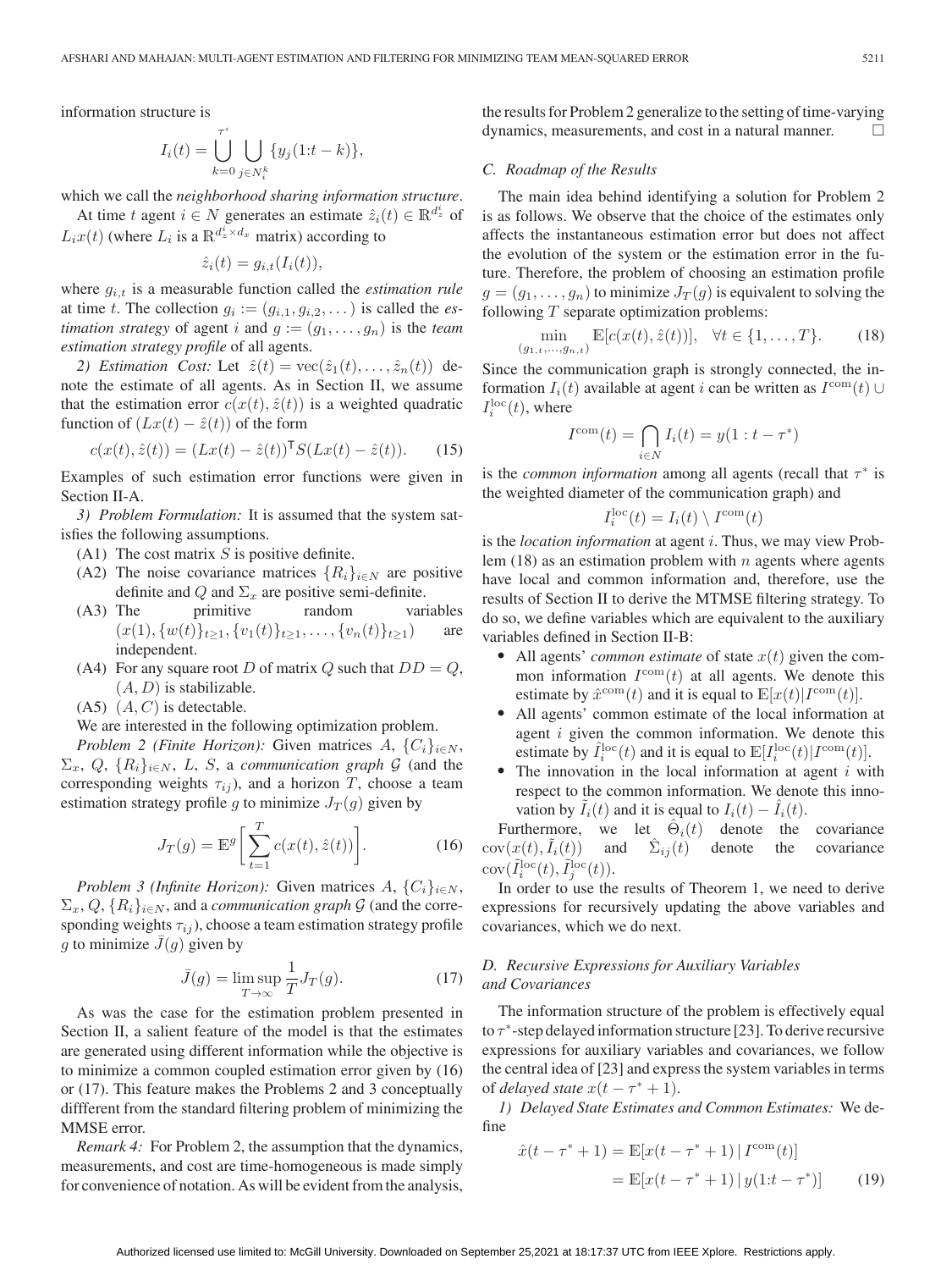information structure is

$$I_i(t) = \bigcup_{k=0}^{\tau^*} \bigcup_{j \in N_i^k} \{y_j(1:t-k)\},$$

which we call the *neighborhood sharing information structure*.

At time $t$ agent $i \in N$ generates an estimate $\hat{z}_i(t) \in \mathbb{R}^{d_z^i}$ of $L_i x(t)$ (where $L_i$ is a $\mathbb{R}^{d_z^i \times d_x}$ matrix) according to

$$\hat{z}_i(t) = g_{i,t}(I_i(t)),$$

where $g_{i,t}$ is a measurable function called the *estimation rule* at time $t$. The collection $g_i := (g_{i,1}, g_{i,2}, \dots)$ is called the *estimation strategy* of agent $i$ and $g := (g_1, \dots, g_n)$ is the *team estimation strategy profile* of all agents.

*2) Estimation Cost:* Let $\hat{z}(t) = \text{vec}(\hat{z}_1(t), \dots, \hat{z}_n(t))$ denote the estimate of all agents. As in Section II, we assume that the estimation error $c(x(t), \hat{z}(t))$ is a weighted quadratic function of $(Lx(t) - \hat{z}(t))$ of the form

$$c(x(t), \hat{z}(t)) = (Lx(t) - \hat{z}(t))^{\mathsf{T}} S (Lx(t) - \hat{z}(t)). \tag{15}$$

Examples of such estimation error functions were given in Section II-A.

*3) Problem Formulation:* It is assumed that the system satisfies the following assumptions.

- (A1) The cost matrix $S$ is positive definite.
- (A2) The noise covariance matrices $\{R_i\}_{i \in N}$ are positive definite and $Q$ and $\Sigma_x$ are positive semi-definite.
- (A3) The primitive random variables $(x(1), \{w(t)\}_{t \geq 1}, \{v_1(t)\}_{t \geq 1}, \dots, \{v_n(t)\}_{t \geq 1})$ are independent.
- (A4) For any square root $D$ of matrix $Q$ such that $DD = Q$, $(A, D)$ is stabilizable.
- (A5) $(A, C)$ is detectable.

We are interested in the following optimization problem.

*Problem 2 (Finite Horizon):* Given matrices $A$, $\{C_i\}_{i \in N}$, $\Sigma_x$, $Q$, $\{R_i\}_{i \in N}$, $L$, $S$, a *communication graph* $\mathcal{G}$ (and the corresponding weights $\tau_{ij}$), and a horizon $T$, choose a team estimation strategy profile $g$ to minimize $J_T(g)$ given by

$$J_T(g) = \mathbb{E}^g \bigg[ \sum_{t=1}^{T} c(x(t), \hat{z}(t)) \bigg]. \tag{16}$$

*Problem 3 (Infinite Horizon):* Given matrices $A$, $\{C_i\}_{i \in N}$, $\Sigma_x$, $Q$, $\{R_i\}_{i \in N}$, and a *communication graph* $\mathcal{G}$ (and the corresponding weights $\tau_{ij}$), choose a team estimation strategy profile $g$ to minimize $\bar{J}(g)$ given by

$$\bar{J}(g) = \limsup_{T \to \infty} \frac{1}{T} J_T(g). \tag{17}$$

As was the case for the estimation problem presented in Section II, a salient feature of the model is that the estimates are generated using different information while the objective is to minimize a common coupled estimation error given by (16) or (17). This feature makes the Problems 2 and 3 conceptually diffferent from the standard filtering problem of minimizing the MMSE error.

*Remark 4:* For Problem 2, the assumption that the dynamics, measurements, and cost are time-homogeneous is made simply for convenience of notation. As will be evident from the analysis, the results for Problem 2 generalize to the setting of time-varying dynamics, measurements, and cost in a natural manner. □

### C. Roadmap of the Results

The main idea behind identifying a solution for Problem 2 is as follows. We observe that the choice of the estimates only affects the instantaneous estimation error but does not affect the evolution of the system or the estimation error in the future. Therefore, the problem of choosing an estimation profile $g = (g_1, \dots, g_n)$ to minimize $J_T(g)$ is equivalent to solving the following $T$ separate optimization problems:

$$\min_{(g_{1,t}, \dots, g_{n,t})} \mathbb{E}[c(x(t), \hat{z}(t))], \quad \forall t \in \{1, \dots, T\}. \tag{18}$$

Since the communication graph is strongly connected, the information $I_i(t)$ available at agent $i$ can be written as $I^{\text{com}}(t) \cup I_i^{\text{loc}}(t)$, where

$$I^{\text{com}}(t) = \bigcap_{i \in N} I_i(t) = y(1:t - \tau^*)$$

is the *common information* among all agents (recall that $\tau^*$ is the weighted diameter of the communication graph) and

$$I_i^{\text{loc}}(t) = I_i(t) \setminus I^{\text{com}}(t)$$

is the *location information* at agent $i$. Thus, we may view Problem (18) as an estimation problem with $n$ agents where agents have local and common information and, therefore, use the results of Section II to derive the MTMSE filtering strategy. To do so, we define variables which are equivalent to the auxiliary variables defined in Section II-B:

- All agents' *common estimate* of state $x(t)$ given the common information $I^{\text{com}}(t)$ at all agents. We denote this estimate by $\hat{x}^{\text{com}}(t)$ and it is equal to $\mathbb{E}[x(t) | I^{\text{com}}(t)]$.
- All agents' common estimate of the local information at agent $i$ given the common information. We denote this estimate by $\hat{I}_i^{\text{loc}}(t)$ and it is equal to $\mathbb{E}[I_i^{\text{loc}}(t) | I^{\text{com}}(t)]$.
- The innovation in the local information at agent $i$ with respect to the common information. We denote this innovation by $\tilde{I}_i(t)$ and it is equal to $I_i(t) - \hat{I}_i(t)$.

Furthermore, we let $\hat{\Theta}_i(t)$ denote the covariance $\text{cov}(x(t), \tilde{I}_i(t))$ and $\hat{\Sigma}_{ij}(t)$ denote the covariance $\text{cov}(\tilde{I}_i^{\text{loc}}(t), \tilde{I}_j^{\text{loc}}(t))$.

In order to use the results of Theorem 1, we need to derive expressions for recursively updating the above variables and covariances, which we do next.

### D. Recursive Expressions for Auxiliary Variables and Covariances

The information structure of the problem is effectively equal to $\tau^*$-step delayed information structure [23]. To derive recursive expressions for auxiliary variables and covariances, we follow the central idea of [23] and express the system variables in terms of *delayed state* $x(t - \tau^* + 1)$.

*1) Delayed State Estimates and Common Estimates:* We define

$$\begin{aligned} \hat{x}(t - \tau^* + 1) &= \mathbb{E}[x(t - \tau^* + 1) \mid I^{\text{com}}(t)] \\ &= \mathbb{E}[x(t - \tau^* + 1) \mid y(1:t - \tau^*)] \end{aligned} \tag{19}$$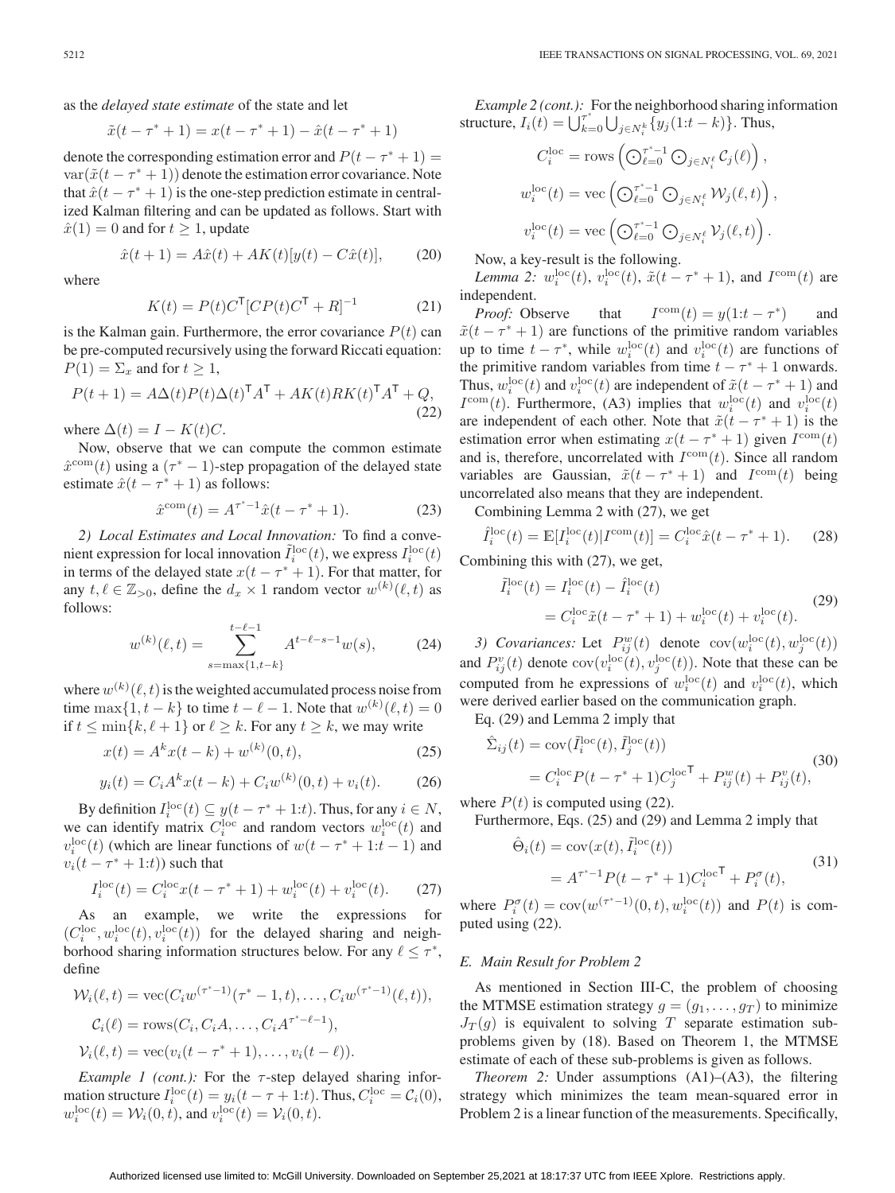as the *delayed state estimate* of the state and let

$$\tilde{x}(t-\tau^*+1) = x(t-\tau^*+1) - \hat{x}(t-\tau^*+1)$$

denote the corresponding estimation error and $P(t-\tau^*+1) = \operatorname{var}(\tilde{x}(t-\tau^*+1))$ denote the estimation error covariance. Note that $\hat{x}(t-\tau^*+1)$ is the one-step prediction estimate in centralized Kalman filtering and can be updated as follows. Start with $\hat{x}(1)=0$ and for $t \geq 1$, update

$$\hat{x}(t+1) = A\hat{x}(t) + AK(t)[y(t) - C\hat{x}(t)], \tag{20}$$

where

$$K(t) = P(t)C^{\mathsf{T}}[CP(t)C^{\mathsf{T}} + R]^{-1} \tag{21}$$

is the Kalman gain. Furthermore, the error covariance $P(t)$ can be pre-computed recursively using the forward Riccati equation: $P(1) = \Sigma_x$ and for $t \geq 1$,

$$P(t+1) = A\Delta(t)P(t)\Delta(t)^{\mathsf{T}}A^{\mathsf{T}} + AK(t)RK(t)^{\mathsf{T}}A^{\mathsf{T}} + Q, \tag{22}$$

where $\Delta(t) = I - K(t)C$.

Now, observe that we can compute the common estimate $\hat{x}^{\text{com}}(t)$ using a $(\tau^*-1)$-step propagation of the delayed state estimate $\hat{x}(t-\tau^*+1)$ as follows:

$$\hat{x}^{\text{com}}(t) = A^{\tau^*-1}\hat{x}(t-\tau^*+1). \tag{23}$$

*2) Local Estimates and Local Innovation:* To find a convenient expression for local innovation $\tilde{I}_i^{\text{loc}}(t)$, we express $I_i^{\text{loc}}(t)$ in terms of the delayed state $x(t-\tau^*+1)$. For that matter, for any $t, \ell \in \mathbb{Z}_{>0}$, define the $d_x \times 1$ random vector $w^{(k)}(\ell, t)$ as follows:

$$w^{(k)}(\ell, t) = \sum_{s=\max\{1, t-k\}}^{t-\ell-1} A^{t-\ell-s-1}w(s), \tag{24}$$

where $w^{(k)}(\ell, t)$ is the weighted accumulated process noise from time $\max\{1, t-k\}$ to time $t-\ell-1$. Note that $w^{(k)}(\ell, t) = 0$ if $t \leq \min\{k, \ell+1\}$ or $\ell \geq k$. For any $t \geq k$, we may write

$$x(t) = A^k x(t-k) + w^{(k)}(0, t), \tag{25}$$

$$y_i(t) = C_i A^k x(t-k) + C_i w^{(k)}(0, t) + v_i(t). \tag{26}$$

By definition $I_i^{\text{loc}}(t) \subseteq y(t-\tau^*+1{:}t)$. Thus, for any $i \in N$, we can identify matrix $C_i^{\text{loc}}$ and random vectors $w_i^{\text{loc}}(t)$ and $v_i^{\text{loc}}(t)$ (which are linear functions of $w(t-\tau^*+1{:}t-1)$ and $v_i(t-\tau^*+1{:}t)$) such that

$$I_i^{\text{loc}}(t) = C_i^{\text{loc}}x(t-\tau^*+1) + w_i^{\text{loc}}(t) + v_i^{\text{loc}}(t). \tag{27}$$

As an example, we write the expressions for $(C_i^{\text{loc}}, w_i^{\text{loc}}(t), v_i^{\text{loc}}(t))$ for the delayed sharing and neighborhood sharing information structures below. For any $\ell \leq \tau^*$, define

$$\mathcal{W}_i(\ell, t) = \operatorname{vec}(C_i w^{(\tau^*-1)}(\tau^*-1, t), \dots, C_i w^{(\tau^*-1)}(\ell, t)),$$

$$\mathcal{C}_i(\ell) = \operatorname{rows}(C_i, C_iA, \dots, C_iA^{\tau^*-\ell-1}),$$

$$\mathcal{V}_i(\ell, t) = \operatorname{vec}(v_i(t-\tau^*+1), \dots, v_i(t-\ell)).$$

*Example 1 (cont.):* For the $\tau$-step delayed sharing information structure $I_i^{\text{loc}}(t) = y_i(t-\tau+1{:}t)$. Thus, $C_i^{\text{loc}} = \mathcal{C}_i(0)$, $w_i^{\text{loc}}(t) = \mathcal{W}_i(0, t)$, and $v_i^{\text{loc}}(t) = \mathcal{V}_i(0, t)$.

*Example 2 (cont.):* For the neighborhood sharing information structure, $I_i(t) = \bigcup_{k=0}^{\tau^*}\bigcup_{j \in N_i^k}\{y_j(1{:}t-k)\}$. Thus,

$$C_i^{\text{loc}} = \operatorname{rows}\left(\bigodot_{\ell=0}^{\tau^*-1}\bigodot_{j \in N_i^\ell}\mathcal{C}_j(\ell)\right),$$

$$w_i^{\text{loc}}(t) = \operatorname{vec}\left(\bigodot_{\ell=0}^{\tau^*-1}\bigodot_{j \in N_i^\ell}\mathcal{W}_j(\ell, t)\right),$$

$$v_i^{\text{loc}}(t) = \operatorname{vec}\left(\bigodot_{\ell=0}^{\tau^*-1}\bigodot_{j \in N_i^\ell}\mathcal{V}_j(\ell, t)\right).$$

Now, a key-result is the following.

*Lemma 2:* $w_i^{\text{loc}}(t)$, $v_i^{\text{loc}}(t)$, $\tilde{x}(t-\tau^*+1)$, and $I^{\text{com}}(t)$ are independent.

*Proof:* Observe that $I^{\text{com}}(t) = y(1{:}t-\tau^*)$ and $\tilde{x}(t-\tau^*+1)$ are functions of the primitive random variables up to time $t-\tau^*$, while $w_i^{\text{loc}}(t)$ and $v_i^{\text{loc}}(t)$ are functions of the primitive random variables from time $t-\tau^*+1$ onwards. Thus, $w_i^{\text{loc}}(t)$ and $v_i^{\text{loc}}(t)$ are independent of $\tilde{x}(t-\tau^*+1)$ and $I^{\text{com}}(t)$. Furthermore, (A3) implies that $w_i^{\text{loc}}(t)$ and $v_i^{\text{loc}}(t)$ are independent of each other. Note that $\tilde{x}(t-\tau^*+1)$ is the estimation error when estimating $x(t-\tau^*+1)$ given $I^{\text{com}}(t)$ and is, therefore, uncorrelated with $I^{\text{com}}(t)$. Since all random variables are Gaussian, $\tilde{x}(t-\tau^*+1)$ and $I^{\text{com}}(t)$ being uncorrelated also means that they are independent.

Combining Lemma 2 with (27), we get

$$\hat{I}_i^{\text{loc}}(t) = \mathbb{E}[I_i^{\text{loc}}(t) | I^{\text{com}}(t)] = C_i^{\text{loc}}\hat{x}(t-\tau^*+1). \tag{28}$$

Combining this with (27), we get,

$$\begin{aligned}\tilde{I}_i^{\text{loc}}(t) &= I_i^{\text{loc}}(t) - \hat{I}_i^{\text{loc}}(t) \\ &= C_i^{\text{loc}}\tilde{x}(t-\tau^*+1) + w_i^{\text{loc}}(t) + v_i^{\text{loc}}(t).\end{aligned} \tag{29}$$

*3) Covariances:* Let $P_{ij}^w(t)$ denote $\operatorname{cov}(w_i^{\text{loc}}(t), w_j^{\text{loc}}(t))$ and $P_{ij}^v(t)$ denote $\operatorname{cov}(v_i^{\text{loc}}(t), v_j^{\text{loc}}(t))$. Note that these can be computed from he expressions of $w_i^{\text{loc}}(t)$ and $v_i^{\text{loc}}(t)$, which were derived earlier based on the communication graph.

Eq. (29) and Lemma 2 imply that

$$\begin{aligned}\hat{\Sigma}_{ij}(t) &= \operatorname{cov}(\tilde{I}_i^{\text{loc}}(t), \tilde{I}_j^{\text{loc}}(t)) \\ &= C_i^{\text{loc}}P(t-\tau^*+1)C_j^{\text{loc}\mathsf{T}} + P_{ij}^w(t) + P_{ij}^v(t),\end{aligned} \tag{30}$$

where $P(t)$ is computed using (22).

Furthermore, Eqs. (25) and (29) and Lemma 2 imply that

$$\begin{aligned}\hat{\Theta}_i(t) &= \operatorname{cov}(x(t), \tilde{I}_i^{\text{loc}}(t)) \\ &= A^{\tau^*-1}P(t-\tau^*+1)C_i^{\text{loc}\mathsf{T}} + P_i^\sigma(t),\end{aligned} \tag{31}$$

where $P_i^\sigma(t) = \operatorname{cov}(w^{(\tau^*-1)}(0, t), w_i^{\text{loc}}(t))$ and $P(t)$ is computed using (22).

### E. Main Result for Problem 2

As mentioned in Section III-C, the problem of choosing the MTMSE estimation strategy $g = (g_1, \dots, g_T)$ to minimize $J_T(g)$ is equivalent to solving $T$ separate estimation subproblems given by (18). Based on Theorem 1, the MTMSE estimate of each of these sub-problems is given as follows.

*Theorem 2:* Under assumptions (A1)–(A3), the filtering strategy which minimizes the team mean-squared error in Problem 2 is a linear function of the measurements. Specifically,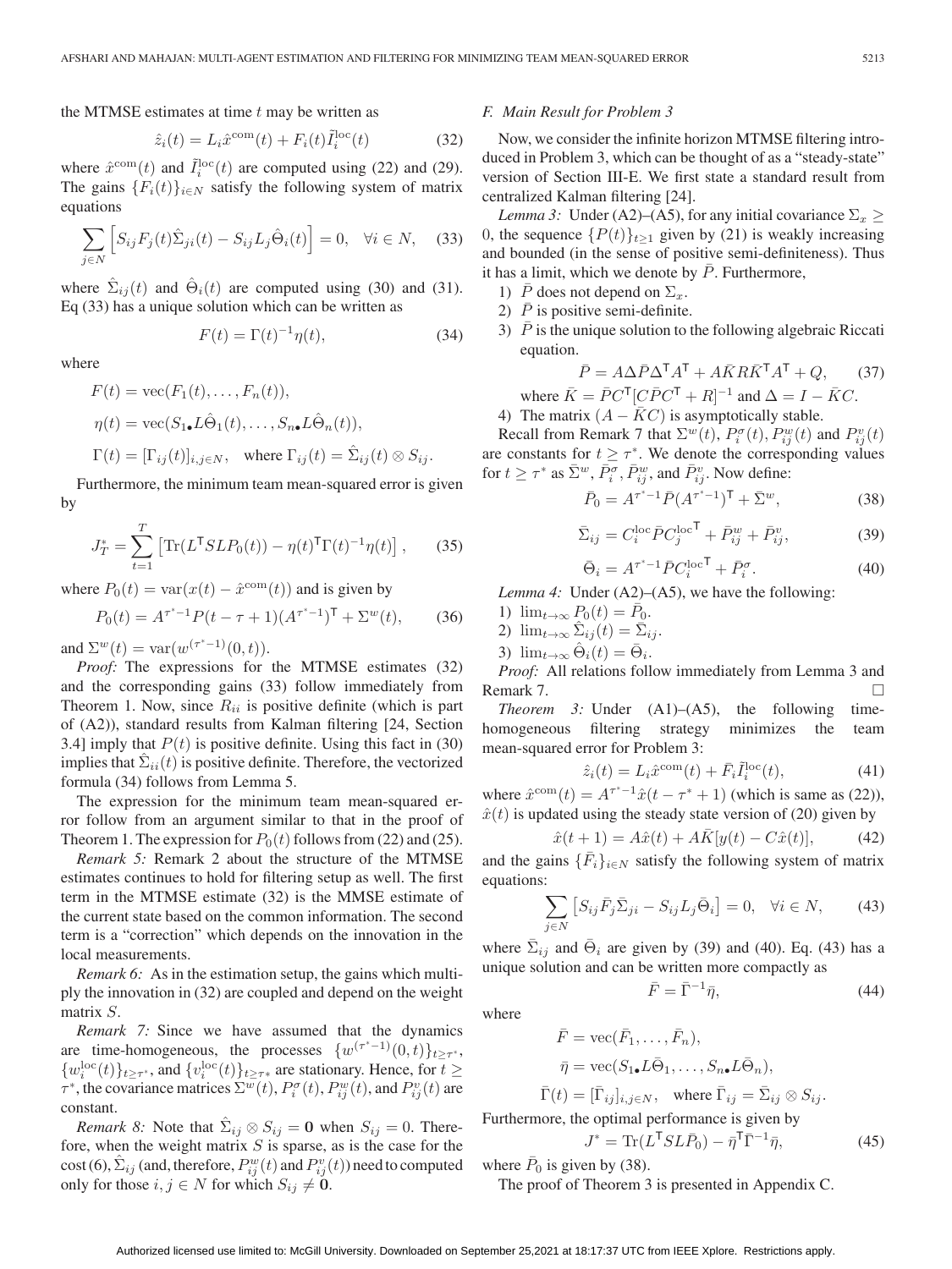the MTMSE estimates at time $t$ may be written as

$$\hat{z}_i(t) = L_i \hat{x}^{\text{com}}(t) + F_i(t) \tilde{I}_i^{\text{loc}}(t) \tag{32}$$

where $\hat{x}^{\text{com}}(t)$ and $\tilde{I}_i^{\text{loc}}(t)$ are computed using (22) and (29). The gains $\{F_i(t)\}_{i \in N}$ satisfy the following system of matrix equations

$$\sum_{j \in N} \Big[ S_{ij} F_j(t) \hat{\Sigma}_{ji}(t) - S_{ij} L_j \hat{\Theta}_i(t) \Big] = 0, \quad \forall i \in N, \tag{33}$$

where $\hat{\Sigma}_{ij}(t)$ and $\hat{\Theta}_i(t)$ are computed using (30) and (31). Eq (33) has a unique solution which can be written as

$$F(t) = \Gamma(t)^{-1} \eta(t), \tag{34}$$

where

$$F(t) = \text{vec}(F_1(t), \ldots, F_n(t)),$$

$$\eta(t) = \text{vec}(S_{1\bullet} L \hat{\Theta}_1(t), \ldots, S_{n\bullet} L \hat{\Theta}_n(t)),$$

$$\Gamma(t) = [\Gamma_{ij}(t)]_{i,j \in N}, \quad \text{where } \Gamma_{ij}(t) = \hat{\Sigma}_{ij}(t) \otimes S_{ij}.$$

Furthermore, the minimum team mean-squared error is given by

$$J_T^* = \sum_{t=1}^{T} \left[ \text{Tr}(L^\intercal S L P_0(t)) - \eta(t)^\intercal \Gamma(t)^{-1} \eta(t) \right], \tag{35}$$

where $P_0(t) = \text{var}(x(t) - \hat{x}^{\text{com}}(t))$ and is given by

$$P_0(t) = A^{\tau^*-1} P(t - \tau + 1)(A^{\tau^*-1})^\intercal + \Sigma^w(t), \tag{36}$$

and $\Sigma^w(t) = \text{var}(w^{(\tau^*-1)}(0,t))$.

*Proof:* The expressions for the MTMSE estimates (32) and the corresponding gains (33) follow immediately from Theorem 1. Now, since $R_{ii}$ is positive definite (which is part of (A2)), standard results from Kalman filtering [24, Section 3.4] imply that $P(t)$ is positive definite. Using this fact in (30) implies that $\hat{\Sigma}_{ii}(t)$ is positive definite. Therefore, the vectorized formula (34) follows from Lemma 5.

The expression for the minimum team mean-squared error follow from an argument similar to that in the proof of Theorem 1. The expression for $P_0(t)$ follows from (22) and (25).

*Remark 5:* Remark 2 about the structure of the MTMSE estimates continues to hold for filtering setup as well. The first term in the MTMSE estimate (32) is the MMSE estimate of the current state based on the common information. The second term is a "correction" which depends on the innovation in the local measurements.

*Remark 6:* As in the estimation setup, the gains which multiply the innovation in (32) are coupled and depend on the weight matrix $S$.

*Remark 7:* Since we have assumed that the dynamics are time-homogeneous, the processes $\{w^{(\tau^*-1)}(0,t)\}_{t \geq \tau^*}$, $\{w_i^{\text{loc}}(t)\}_{t \geq \tau^*}$, and $\{v_i^{\text{loc}}(t)\}_{t \geq \tau^*}$ are stationary. Hence, for $t \geq \tau^*$, the covariance matrices $\Sigma^w(t)$, $P_i^\sigma(t)$, $P_{ij}^w(t)$, and $P_{ij}^v(t)$ are constant.

*Remark 8:* Note that $\hat{\Sigma}_{ij} \otimes S_{ij} = \mathbf{0}$ when $S_{ij} = 0$. Therefore, when the weight matrix $S$ is sparse, as is the case for the cost (6), $\hat{\Sigma}_{ij}$ (and, therefore, $P_{ij}^w(t)$ and $P_{ij}^v(t)$) need to computed only for those $i, j \in N$ for which $S_{ij} \neq \mathbf{0}$.

### F. Main Result for Problem 3

Now, we consider the infinite horizon MTMSE filtering introduced in Problem 3, which can be thought of as a "steady-state" version of Section III-E. We first state a standard result from centralized Kalman filtering [24].

*Lemma 3:* Under (A2)–(A5), for any initial covariance $\Sigma_x \geq 0$, the sequence $\{P(t)\}_{t \geq 1}$ given by (21) is weakly increasing and bounded (in the sense of positive semi-definiteness). Thus it has a limit, which we denote by $\bar{P}$. Furthermore,

1) $\bar{P}$ does not depend on $\Sigma_x$.
2) $\bar{P}$ is positive semi-definite.
3) $\bar{P}$ is the unique solution to the following algebraic Riccati equation.

$$\bar{P} = A \Delta \bar{P} \Delta^\intercal A^\intercal + A \bar{K} R \bar{K}^\intercal A^\intercal + Q, \tag{37}$$

where $\bar{K} = \bar{P} C^\intercal [C \bar{P} C^\intercal + R]^{-1}$ and $\Delta = I - \bar{K} C$.

4) The matrix $(A - \bar{K} C)$ is asymptotically stable.

Recall from Remark 7 that $\Sigma^w(t)$, $P_i^\sigma(t)$, $P_{ij}^w(t)$ and $P_{ij}^v(t)$ are constants for $t \geq \tau^*$. We denote the corresponding values for $t \geq \tau^*$ as $\bar{\Sigma}^w$, $\bar{P}_i^\sigma$, $\bar{P}_{ij}^w$, and $\bar{P}_{ij}^v$. Now define:

$$\bar{P}_0 = A^{\tau^*-1} \bar{P} (A^{\tau^*-1})^\intercal + \bar{\Sigma}^w, \tag{38}$$

$$\bar{\Sigma}_{ij} = C_i^{\text{loc}} \bar{P} C_j^{\text{loc}\intercal} + \bar{P}_{ij}^w + \bar{P}_{ij}^v, \tag{39}$$

$$\bar{\Theta}_i = A^{\tau^*-1} \bar{P} C_i^{\text{loc}\intercal} + \bar{P}_i^\sigma. \tag{40}$$

*Lemma 4:* Under (A2)–(A5), we have the following:

1) $\lim_{t \to \infty} P_0(t) = \bar{P}_0$.
2) $\lim_{t \to \infty} \hat{\Sigma}_{ij}(t) = \bar{\Sigma}_{ij}$.
3) $\lim_{t \to \infty} \hat{\Theta}_i(t) = \bar{\Theta}_i$.

*Proof:* All relations follow immediately from Lemma 3 and Remark 7. □

*Theorem 3:* Under (A1)–(A5), the following time-homogeneous filtering strategy minimizes the team mean-squared error for Problem 3:

$$\hat{z}_i(t) = L_i \hat{x}^{\text{com}}(t) + \bar{F}_i \tilde{I}_i^{\text{loc}}(t), \tag{41}$$

where $\hat{x}^{\text{com}}(t) = A^{\tau^*-1} \hat{x}(t - \tau^* + 1)$ (which is same as (22)), $\hat{x}(t)$ is updated using the steady state version of (20) given by

$$\hat{x}(t+1) = A \hat{x}(t) + A \bar{K} [y(t) - C \hat{x}(t)], \tag{42}$$

and the gains $\{\bar{F}_i\}_{i \in N}$ satisfy the following system of matrix equations:

$$\sum_{j \in N} \left[ S_{ij} \bar{F}_j \bar{\Sigma}_{ji} - S_{ij} L_j \bar{\Theta}_i \right] = 0, \quad \forall i \in N, \tag{43}$$

where $\bar{\Sigma}_{ij}$ and $\bar{\Theta}_i$ are given by (39) and (40). Eq. (43) has a unique solution and can be written more compactly as

$$\bar{F} = \bar{\Gamma}^{-1} \bar{\eta}, \tag{44}$$

where

$$\bar{F} = \text{vec}(\bar{F}_1, \ldots, \bar{F}_n),$$

$$\bar{\eta} = \text{vec}(S_{1\bullet} L \bar{\Theta}_1, \ldots, S_{n\bullet} L \bar{\Theta}_n),$$

$$\bar{\Gamma}(t) = [\bar{\Gamma}_{ij}]_{i,j \in N}, \quad \text{where } \bar{\Gamma}_{ij} = \bar{\Sigma}_{ij} \otimes S_{ij}.$$

Furthermore, the optimal performance is given by

$$J^* = \text{Tr}(L^\intercal S L \bar{P}_0) - \bar{\eta}^\intercal \bar{\Gamma}^{-1} \bar{\eta}, \tag{45}$$

where $\bar{P}_0$ is given by (38).

The proof of Theorem 3 is presented in Appendix C.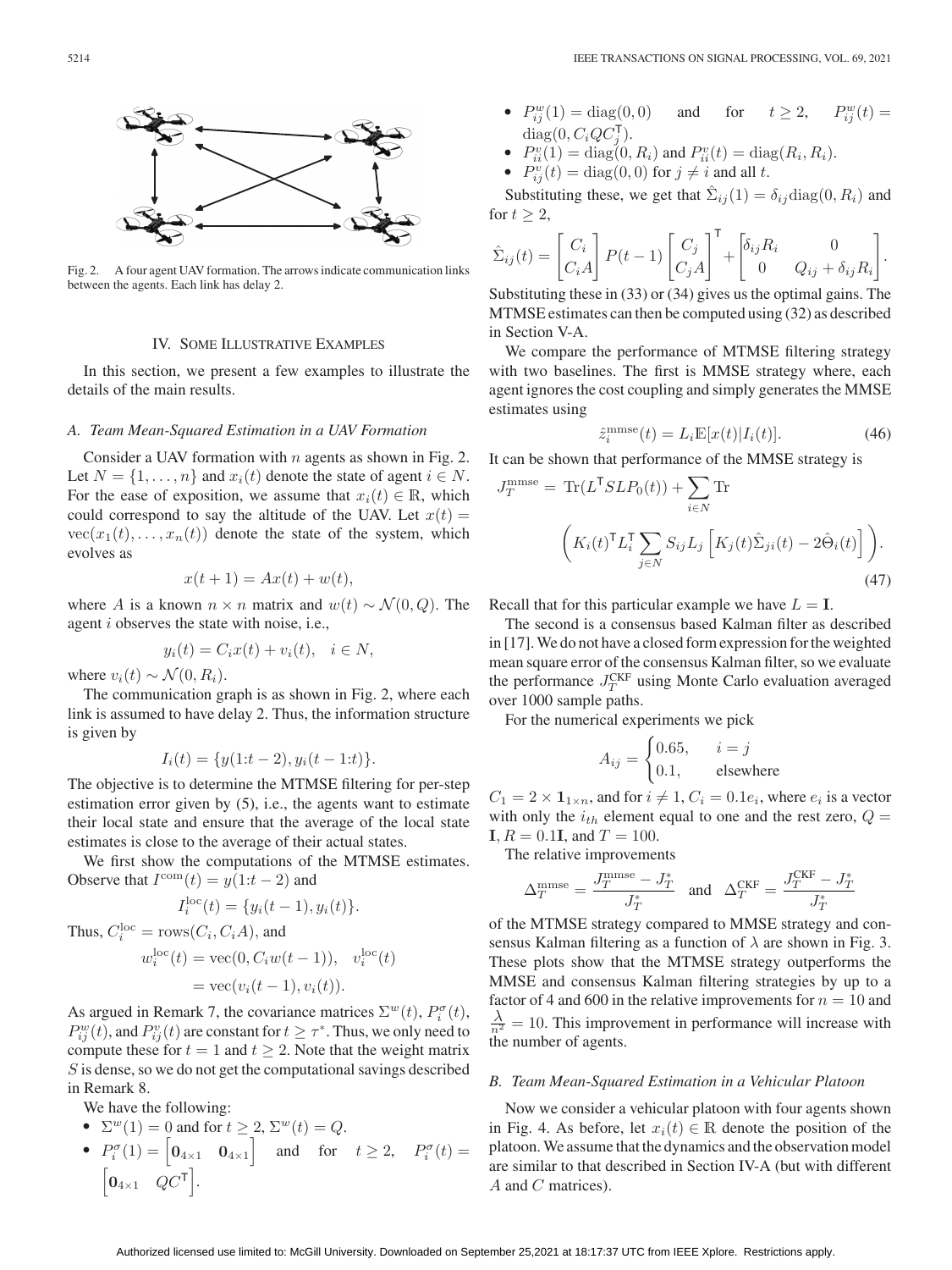Fig. 2. A four agent UAV formation. The arrows indicate communication links between the agents. Each link has delay 2.

## IV. Some Illustrative Examples

In this section, we present a few examples to illustrate the details of the main results.

### A. Team Mean-Squared Estimation in a UAV Formation

Consider a UAV formation with $n$ agents as shown in Fig. 2. Let $N = \{1, \dots, n\}$ and $x_i(t)$ denote the state of agent $i \in N$. For the ease of exposition, we assume that $x_i(t) \in \mathbb{R}$, which could correspond to say the altitude of the UAV. Let $x(t) = \text{vec}(x_1(t), \dots, x_n(t))$ denote the state of the system, which evolves as

$$x(t+1) = Ax(t) + w(t),$$

where $A$ is a known $n \times n$ matrix and $w(t) \sim \mathcal{N}(0, Q)$. The agent $i$ observes the state with noise, i.e.,

$$y_i(t) = C_i x(t) + v_i(t), \quad i \in N,$$

where $v_i(t) \sim \mathcal{N}(0, R_i)$.

The communication graph is as shown in Fig. 2, where each link is assumed to have delay 2. Thus, the information structure is given by

$$I_i(t) = \{y(1{:}t-2), y_i(t-1{:}t)\}.$$

The objective is to determine the MTMSE filtering for per-step estimation error given by (5), i.e., the agents want to estimate their local state and ensure that the average of the local state estimates is close to the average of their actual states.

We first show the computations of the MTMSE estimates. Observe that $I^{\text{com}}(t) = y(1{:}t-2)$ and

$$I_i^{\text{loc}}(t) = \{y_i(t-1), y_i(t)\}.$$

Thus, $C_i^{\text{loc}} = \text{rows}(C_i, C_i A)$, and

$$w_i^{\text{loc}}(t) = \text{vec}(0, C_i w(t-1)), \quad v_i^{\text{loc}}(t) = \text{vec}(v_i(t-1), v_i(t)).$$

As argued in Remark 7, the covariance matrices $\Sigma^w(t)$, $P_i^\sigma(t)$, $P_{ij}^v(t)$, and $P_{ij}^v(t)$ are constant for $t \geq \tau^*$. Thus, we only need to compute these for $t = 1$ and $t \geq 2$. Note that the weight matrix $S$ is dense, so we do not get the computational savings described in Remark 8.

We have the following:

- $\Sigma^w(1) = 0$ and for $t \geq 2$, $\Sigma^w(t) = Q$.
- $P_i^\sigma(1) = \begin{bmatrix} \mathbf{0}_{4\times 1} & \mathbf{0}_{4\times 1} \end{bmatrix}$ and for $t \geq 2$, $P_i^\sigma(t) = \begin{bmatrix} \mathbf{0}_{4\times 1} & QC^\mathsf{T} \end{bmatrix}$.
- $P_{ij}^w(1) = \text{diag}(0, 0)$ and for $t \geq 2$, $P_{ij}^w(t) = \text{diag}(0, C_i Q C_j^\mathsf{T})$.
- $P_{ii}^v(1) = \text{diag}(0, R_i)$ and $P_{ii}^v(t) = \text{diag}(R_i, R_i)$.
- $P_{ij}^v(t) = \text{diag}(0, 0)$ for $j \neq i$ and all $t$.

Substituting these, we get that $\hat{\Sigma}_{ij}(1) = \delta_{ij}\text{diag}(0, R_i)$ and for $t \geq 2$,

$$\hat{\Sigma}_{ij}(t) = \begin{bmatrix} C_i \\ C_i A \end{bmatrix} P(t-1) \begin{bmatrix} C_j \\ C_j A \end{bmatrix}^\mathsf{T} + \begin{bmatrix} \delta_{ij} R_i & 0 \\ 0 & Q_{ij} + \delta_{ij} R_i \end{bmatrix}.$$

Substituting these in (33) or (34) gives us the optimal gains. The MTMSE estimates can then be computed using (32) as described in Section V-A.

We compare the performance of MTMSE filtering strategy with two baselines. The first is MMSE strategy where, each agent ignores the cost coupling and simply generates the MMSE estimates using

$$\hat{z}_i^{\text{mmse}}(t) = L_i \mathbb{E}[x(t) | I_i(t)]. \tag{46}$$

It can be shown that performance of the MMSE strategy is

$$J_T^{\text{mmse}} = \text{Tr}(L^\mathsf{T} S L P_0(t)) + \sum_{i \in N} \text{Tr} \left( K_i(t)^\mathsf{T} L_i^\mathsf{T} \sum_{j \in N} S_{ij} L_j \left[ K_j(t) \hat{\Sigma}_{ji}(t) - 2\hat{\Theta}_i(t) \right] \right). \tag{47}$$

Recall that for this particular example we have $L = \mathbf{I}$.

The second is a consensus based Kalman filter as described in [17]. We do not have a closed form expression for the weighted mean square error of the consensus Kalman filter, so we evaluate the performance $J_T^{\text{CKF}}$ using Monte Carlo evaluation averaged over 1000 sample paths.

For the numerical experiments we pick

$$A_{ij} = \begin{cases} 0.65, & i = j \\ 0.1, & \text{elsewhere} \end{cases}$$

$C_1 = 2 \times \mathbf{1}_{1\times n}$, and for $i \neq 1$, $C_i = 0.1 e_i$, where $e_i$ is a vector with only the $i_{th}$ element equal to one and the rest zero, $Q = \mathbf{I}$, $R = 0.1\mathbf{I}$, and $T = 100$.

The relative improvements

$$\Delta_T^{\text{mmse}} = \frac{J_T^{\text{mmse}} - J_T^*}{J_T^*} \quad \text{and} \quad \Delta_T^{\text{CKF}} = \frac{J_T^{\text{CKF}} - J_T^*}{J_T^*}$$

of the MTMSE strategy compared to MMSE strategy and consensus Kalman filtering as a function of $\lambda$ are shown in Fig. 3. These plots show that the MTMSE strategy outperforms the MMSE and consensus Kalman filtering strategies by up to a factor of 4 and 600 in the relative improvements for $n = 10$ and $\dfrac{\lambda}{n^2} = 10$. This improvement in performance will increase with the number of agents.

### B. Team Mean-Squared Estimation in a Vehicular Platoon

Now we consider a vehicular platoon with four agents shown in Fig. 4. As before, let $x_i(t) \in \mathbb{R}$ denote the position of the platoon. We assume that the dynamics and the observation model are similar to that described in Section IV-A (but with different $A$ and $C$ matrices).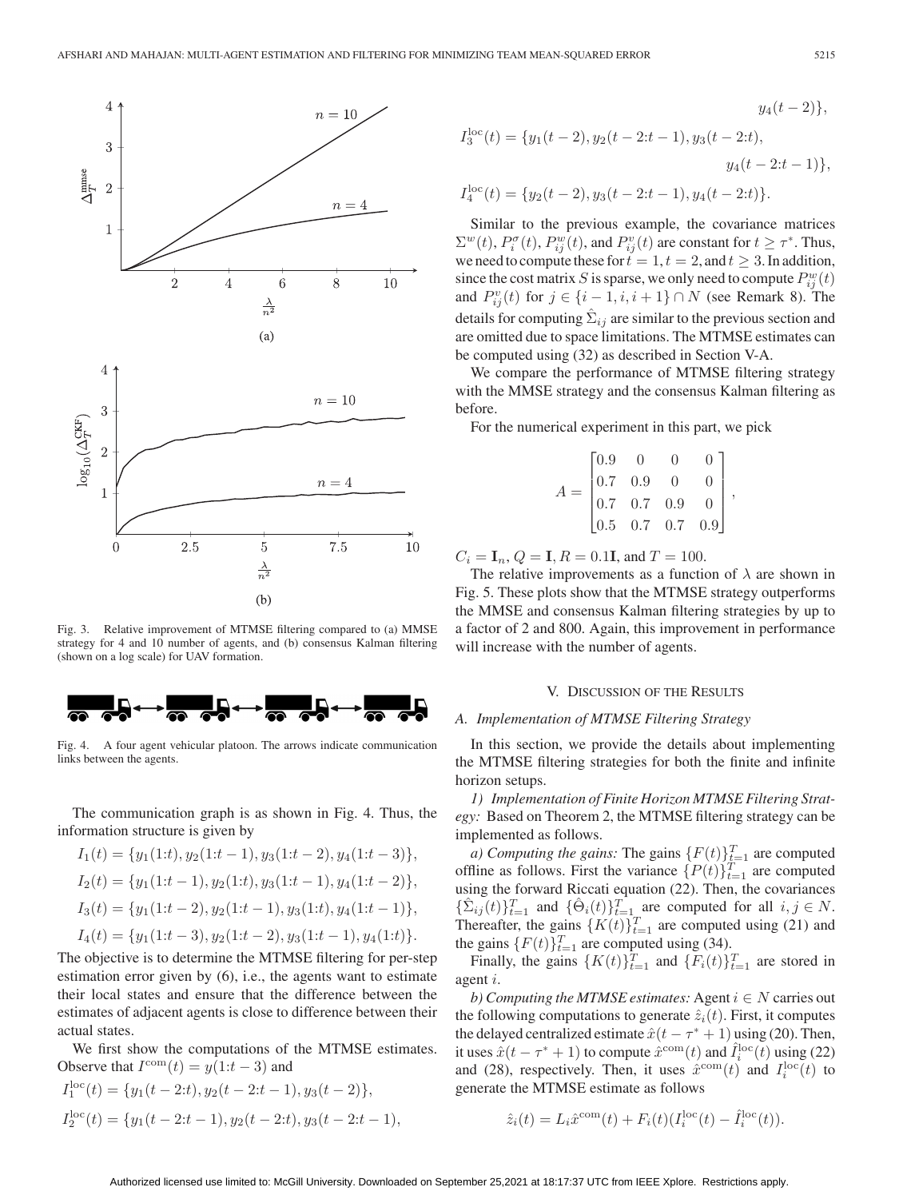Fig. 3. Relative improvement of MTMSE filtering compared to (a) MMSE strategy for 4 and 10 number of agents, and (b) consensus Kalman filtering (shown on a log scale) for UAV formation.

Fig. 4. A four agent vehicular platoon. The arrows indicate communication links between the agents.

The communication graph is as shown in Fig. 4. Thus, the information structure is given by

$$I_1(t) = \{y_1(1{:}t), y_2(1{:}t-1), y_3(1{:}t-2), y_4(1{:}t-3)\},$$

$$I_2(t) = \{y_1(1{:}t-1), y_2(1{:}t), y_3(1{:}t-1), y_4(1{:}t-2)\},$$

$$I_3(t) = \{y_1(1{:}t-2), y_2(1{:}t-1), y_3(1{:}t), y_4(1{:}t-1)\},$$

$$I_4(t) = \{y_1(1{:}t-3), y_2(1{:}t-2), y_3(1{:}t-1), y_4(1{:}t)\}.$$

The objective is to determine the MTMSE filtering for per-step estimation error given by (6), i.e., the agents want to estimate their local states and ensure that the difference between the estimates of adjacent agents is close to difference between their actual states.

We first show the computations of the MTMSE estimates. Observe that $I^{\text{com}}(t) = y(1{:}t-3)$ and

$$I_1^{\text{loc}}(t) = \{y_1(t-2{:}t), y_2(t-2{:}t-1), y_3(t-2)\},$$

$$I_2^{\text{loc}}(t) = \{y_1(t-2{:}t-1), y_2(t-2{:}t), y_3(t-2{:}t-1), y_4(t-2)\},$$

$$I_3^{\text{loc}}(t) = \{y_1(t-2), y_2(t-2{:}t-1), y_3(t-2{:}t), y_4(t-2{:}t-1)\},$$

$$I_4^{\text{loc}}(t) = \{y_2(t-2), y_3(t-2{:}t-1), y_4(t-2{:}t)\}.$$

Similar to the previous example, the covariance matrices $\Sigma^w(t)$, $P_i^\sigma(t)$, $P_{ij}^w(t)$, and $P_{ij}^v(t)$ are constant for $t \geq \tau^*$. Thus, we need to compute these for $t=1$, $t=2$, and $t \geq 3$. In addition, since the cost matrix $S$ is sparse, we only need to compute $P_{ij}^w(t)$ and $P_{ij}^v(t)$ for $j \in \{i-1, i, i+1\} \cap N$ (see Remark 8). The details for computing $\hat{\Sigma}_{ij}$ are similar to the previous section and are omitted due to space limitations. The MTMSE estimates can be computed using (32) as described in Section V-A.

We compare the performance of MTMSE filtering strategy with the MMSE strategy and the consensus Kalman filtering as before.

For the numerical experiment in this part, we pick

$$A = \begin{bmatrix} 0.9 & 0 & 0 & 0 \\ 0.7 & 0.9 & 0 & 0 \\ 0.7 & 0.7 & 0.9 & 0 \\ 0.5 & 0.7 & 0.7 & 0.9 \end{bmatrix},$$

$C_i = \mathbf{I}_n$, $Q = \mathbf{I}$, $R = 0.1\mathbf{I}$, and $T = 100$.

The relative improvements as a function of $\lambda$ are shown in Fig. 5. These plots show that the MTMSE strategy outperforms the MMSE and consensus Kalman filtering strategies by up to a factor of 2 and 800. Again, this improvement in performance will increase with the number of agents.

## V. Discussion of the Results

### A. Implementation of MTMSE Filtering Strategy

In this section, we provide the details about implementing the MTMSE filtering strategies for both the finite and infinite horizon setups.

*1) Implementation of Finite Horizon MTMSE Filtering Strategy:* Based on Theorem 2, the MTMSE filtering strategy can be implemented as follows.

*a) Computing the gains:* The gains $\{F(t)\}_{t=1}^T$ are computed offline as follows. First the variance $\{P(t)\}_{t=1}^T$ are computed using the forward Riccati equation (22). Then, the covariances $\{\hat{\Sigma}_{ij}(t)\}_{t=1}^T$ and $\{\hat{\Theta}_i(t)\}_{t=1}^T$ are computed for all $i, j \in N$. Thereafter, the gains $\{K(t)\}_{t=1}^T$ are computed using (21) and the gains $\{F(t)\}_{t=1}^T$ are computed using (34).

Finally, the gains $\{K(t)\}_{t=1}^T$ and $\{F_i(t)\}_{t=1}^T$ are stored in agent $i$.

*b) Computing the MTMSE estimates:* Agent $i \in N$ carries out the following computations to generate $\hat{z}_i(t)$. First, it computes the delayed centralized estimate $\hat{x}(t-\tau^*+1)$ using (20). Then, it uses $\hat{x}(t-\tau^*+1)$ to compute $\hat{x}^{\text{com}}(t)$ and $\hat{I}_i^{\text{loc}}(t)$ using (22) and (28), respectively. Then, it uses $\hat{x}^{\text{com}}(t)$ and $I_i^{\text{loc}}(t)$ to generate the MTMSE estimate as follows

$$\hat{z}_i(t) = L_i \hat{x}^{\text{com}}(t) + F_i(t)(I_i^{\text{loc}}(t) - \hat{I}_i^{\text{loc}}(t)).$$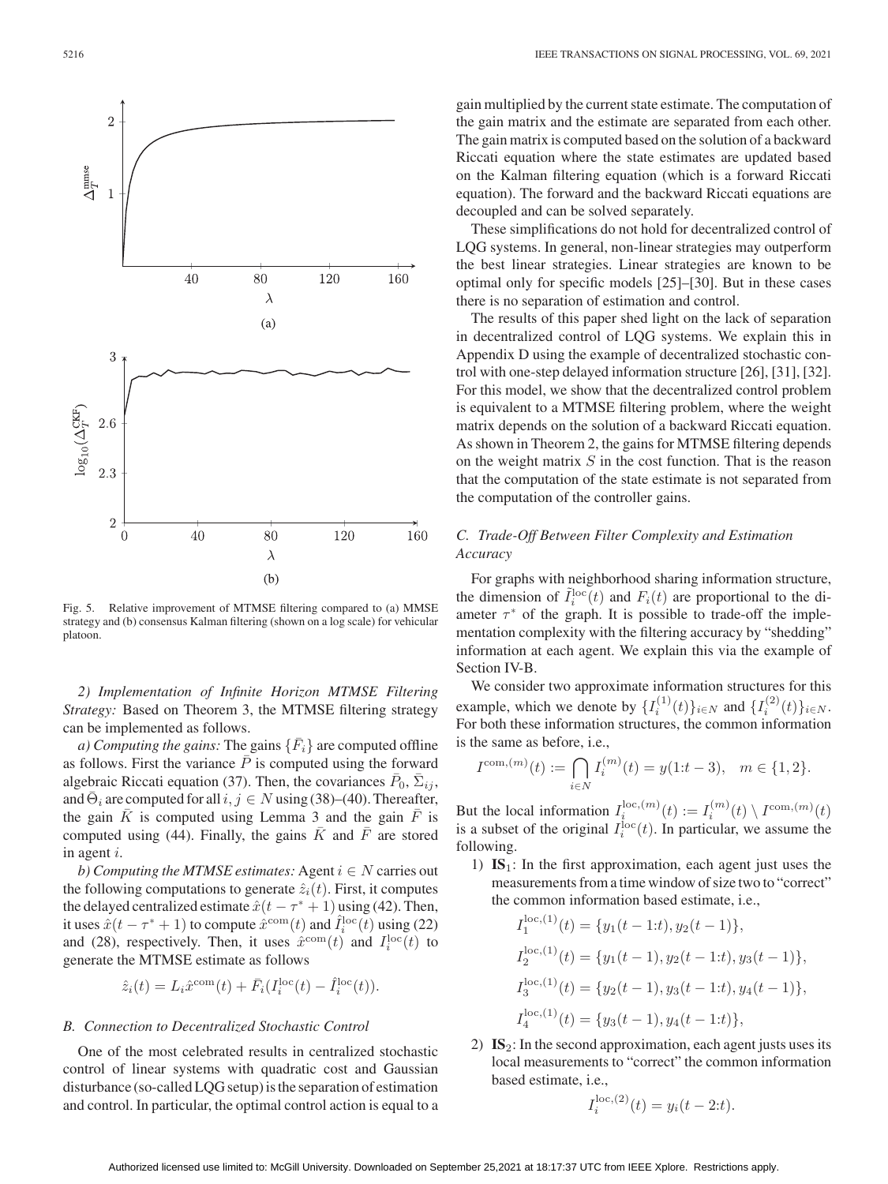Fig. 5. Relative improvement of MTMSE filtering compared to (a) MMSE strategy and (b) consensus Kalman filtering (shown on a log scale) for vehicular platoon.

*2) Implementation of Infinite Horizon MTMSE Filtering Strategy:* Based on Theorem 3, the MTMSE filtering strategy can be implemented as follows.

*a) Computing the gains:* The gains $\{\bar{F}_i\}$ are computed offline as follows. First the variance $\bar{P}$ is computed using the forward algebraic Riccati equation (37). Then, the covariances $\bar{P}_0$, $\bar{\Sigma}_{ij}$, and $\bar{\Theta}_i$ are computed for all $i, j \in N$ using (38)–(40). Thereafter, the gain $\bar{K}$ is computed using Lemma 3 and the gain $\bar{F}$ is computed using (44). Finally, the gains $\bar{K}$ and $\bar{F}$ are stored in agent $i$.

*b) Computing the MTMSE estimates:* Agent $i \in N$ carries out the following computations to generate $\hat{z}_i(t)$. First, it computes the delayed centralized estimate $\hat{x}(t - \tau^* + 1)$ using (42). Then, it uses $\hat{x}(t - \tau^* + 1)$ to compute $\hat{x}^{\text{com}}(t)$ and $\hat{I}_i^{\text{loc}}(t)$ using (22) and (28), respectively. Then, it uses $\hat{x}^{\text{com}}(t)$ and $I_i^{\text{loc}}(t)$ to generate the MTMSE estimate as follows

$$\hat{z}_i(t) = L_i \hat{x}^{\text{com}}(t) + \bar{F}_i(I_i^{\text{loc}}(t) - \hat{I}_i^{\text{loc}}(t)).$$

### B. Connection to Decentralized Stochastic Control

One of the most celebrated results in centralized stochastic control of linear systems with quadratic cost and Gaussian disturbance (so-called LQG setup) is the separation of estimation and control. In particular, the optimal control action is equal to a gain multiplied by the current state estimate. The computation of the gain matrix and the estimate are separated from each other. The gain matrix is computed based on the solution of a backward Riccati equation where the state estimates are updated based on the Kalman filtering equation (which is a forward Riccati equation). The forward and the backward Riccati equations are decoupled and can be solved separately.

These simplifications do not hold for decentralized control of LQG systems. In general, non-linear strategies may outperform the best linear strategies. Linear strategies are known to be optimal only for specific models [25]–[30]. But in these cases there is no separation of estimation and control.

The results of this paper shed light on the lack of separation in decentralized control of LQG systems. We explain this in Appendix D using the example of decentralized stochastic control with one-step delayed information structure [26], [31], [32]. For this model, we show that the decentralized control problem is equivalent to a MTMSE filtering problem, where the weight matrix depends on the solution of a backward Riccati equation. As shown in Theorem 2, the gains for MTMSE filtering depends on the weight matrix $S$ in the cost function. That is the reason that the computation of the state estimate is not separated from the computation of the controller gains.

### C. Trade-Off Between Filter Complexity and Estimation Accuracy

For graphs with neighborhood sharing information structure, the dimension of $\tilde{I}_i^{\text{loc}}(t)$ and $F_i(t)$ are proportional to the diameter $\tau^*$ of the graph. It is possible to trade-off the implementation complexity with the filtering accuracy by "shedding" information at each agent. We explain this via the example of Section IV-B.

We consider two approximate information structures for this example, which we denote by $\{I_i^{(1)}(t)\}_{i \in N}$ and $\{I_i^{(2)}(t)\}_{i \in N}$. For both these information structures, the common information is the same as before, i.e.,

$$I^{\text{com},(m)}(t) := \bigcap_{i \in N} I_i^{(m)}(t) = y(1{:}t-3), \quad m \in \{1, 2\}.$$

But the local information $I_i^{\text{loc},(m)}(t) := I_i^{(m)}(t) \setminus I^{\text{com},(m)}(t)$ is a subset of the original $I_i^{\text{loc}}(t)$. In particular, we assume the following.

1) **IS**$_1$: In the first approximation, each agent just uses the measurements from a time window of size two to "correct" the common information based estimate, i.e.,

$$I_1^{\text{loc},(1)}(t) = \{y_1(t-1{:}t), y_2(t-1)\},$$

$$I_2^{\text{loc},(1)}(t) = \{y_1(t-1), y_2(t-1{:}t), y_3(t-1)\},$$

$$I_3^{\text{loc},(1)}(t) = \{y_2(t-1), y_3(t-1{:}t), y_4(t-1)\},$$

$$I_4^{\text{loc},(1)}(t) = \{y_3(t-1), y_4(t-1{:}t)\},$$

2) **IS**$_2$: In the second approximation, each agent justs uses its local measurements to "correct" the common information based estimate, i.e.,

$$I_i^{\text{loc},(2)}(t) = y_i(t-2{:}t).$$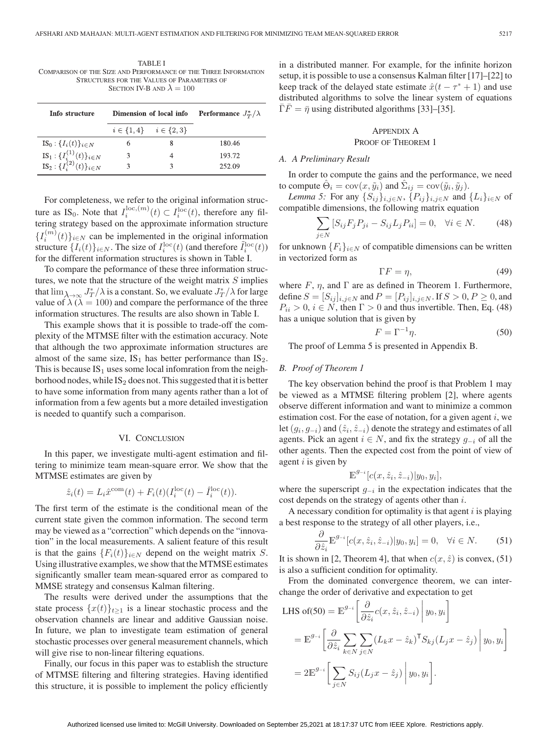TABLE I
COMPARISON OF THE SIZE AND PERFORMANCE OF THE THREE INFORMATION STRUCTURES FOR THE VALUES OF PARAMETERS OF SECTION IV-B AND $\lambda = 100$

| Info structure | Dimension of local info | | Performance $J_T^*/\lambda$ |
|---|---|---|---|
| | $i \in \{1,4\}$ | $i \in \{2,3\}$ | |
| $\text{IS}_0 : \{I_i(t)\}_{i \in N}$ | 6 | 8 | 180.46 |
| $\text{IS}_1 : \{I_i^{(1)}(t)\}_{i \in N}$ | 3 | 4 | 193.72 |
| $\text{IS}_2 : \{I_i^{(2)}(t)\}_{i \in N}$ | 3 | 3 | 252.09 |

For completeness, we refer to the original information structure as $\text{IS}_0$. Note that $I_i^{\text{loc},(m)}(t) \subset I_i^{\text{loc}}(t)$, therefore any filtering strategy based on the approximate information structure $\{I_i^{(m)}(t)\}_{i \in N}$ can be implemented in the original information structure $\{I_i(t)\}_{i \in N}$. The size of $I_i^{\text{loc}}(t)$ (and therefore $\tilde{I}_i^{\text{loc}}(t)$) for the different information structures is shown in Table I.

To compare the peformance of these three information structures, we note that the structure of the weight matrix $S$ implies that $\lim_{\lambda \to \infty} J_T^*/\lambda$ is a constant. So, we evaluate $J_T^*/\lambda$ for large value of $\lambda$ ($\lambda = 100$) and compare the performance of the three information structures. The results are also shown in Table I.

This example shows that it is possible to trade-off the complexity of the MTMSE filter with the estimation accuracy. Note that although the two approximate information structures are almost of the same size, $\text{IS}_1$ has better performance than $\text{IS}_2$. This is because $\text{IS}_1$ uses some local infomration from the neighborhood nodes, while $\text{IS}_2$ does not. This suggested that it is better to have some information from many agents rather than a lot of information from a few agents but a more detailed investigation is needed to quantify such a comparison.

## VI. CONCLUSION

In this paper, we investigate multi-agent estimation and filtering to minimize team mean-square error. We show that the MTMSE estimates are given by

$$\hat{z}_i(t) = L_i \hat{x}^{\text{com}}(t) + F_i(t)(I_i^{\text{loc}}(t) - \hat{I}_i^{\text{loc}}(t)).$$

The first term of the estimate is the conditional mean of the current state given the common information. The second term may be viewed as a "correction" which depends on the "innovation" in the local measurements. A salient feature of this result is that the gains $\{F_i(t)\}_{i \in N}$ depend on the weight matrix $S$. Using illustrative examples, we show that the MTMSE estimates significantly smaller team mean-squared error as compared to MMSE strategy and consensus Kalman filtering.

The results were derived under the assumptions that the state process $\{x(t)\}_{t \geq 1}$ is a linear stochastic process and the observation channels are linear and additive Gaussian noise. In future, we plan to investigate team estimation of general stochastic processes over general measurement channels, which will give rise to non-linear filtering equations.

Finally, our focus in this paper was to establish the structure of MTMSE filtering and filtering strategies. Having identified this structure, it is possible to implement the policy efficiently in a distributed manner. For example, for the infinite horizon setup, it is possible to use a consensus Kalman filter [17]–[22] to keep track of the delayed state estimate $\hat{x}(t - \tau^* + 1)$ and use distributed algorithms to solve the linear system of equations $\bar{\Gamma}\bar{F} = \bar{\eta}$ using distributed algorithms [33]–[35].

## APPENDIX A
## PROOF OF THEOREM 1

### A. A Preliminary Result

In order to compute the gains and the performance, we need to compute $\hat{\Theta}_i = \text{cov}(x, \tilde{y}_i)$ and $\hat{\Sigma}_{ij} = \text{cov}(\tilde{y}_i, \tilde{y}_j)$.

*Lemma 5:* For any $\{S_{ij}\}_{i,j \in N}$, $\{P_{ij}\}_{i,j \in N}$ and $\{L_i\}_{i \in N}$ of compatible dimensions, the following matrix equation

$$\sum_{j \in N} [S_{ij} F_j P_{ji} - S_{ij} L_j P_{ii}] = 0, \quad \forall i \in N. \tag{48}$$

for unknown $\{F_i\}_{i \in N}$ of compatible dimensions can be written in vectorized form as

$$\Gamma F = \eta, \tag{49}$$

where $F$, $\eta$, and $\Gamma$ are as defined in Theorem 1. Furthermore, define $S = [S_{ij}]_{i,j \in N}$ and $P = [P_{ij}]_{i,j \in N}$. If $S > 0$, $P \geq 0$, and $P_{ii} > 0$, $i \in N$, then $\Gamma > 0$ and thus invertible. Then, Eq. (48) has a unique solution that is given by

$$F = \Gamma^{-1} \eta. \tag{50}$$

The proof of Lemma 5 is presented in Appendix B.

### B. Proof of Theorem 1

The key observation behind the proof is that Problem 1 may be viewed as a MTMSE filtering problem [2], where agents observe different information and want to minimize a common estimation cost. For the ease of notation, for a given agent $i$, we let $(g_i, g_{-i})$ and $(\hat{z}_i, \hat{z}_{-i})$ denote the strategy and estimates of all agents. Pick an agent $i \in N$, and fix the strategy $g_{-i}$ of all the other agents. Then the expected cost from the point of view of agent $i$ is given by

$$\mathbb{E}^{g_{-i}}[c(x, \hat{z}_i, \hat{z}_{-i}) | y_0, y_i],$$

where the superscript $g_{-i}$ in the expectation indicates that the cost depends on the strategy of agents other than $i$.

A necessary condition for optimality is that agent $i$ is playing a best response to the strategy of all other players, i.e.,

$$\frac{\partial}{\partial \hat{z}_i} \mathbb{E}^{g_{-i}}[c(x, \hat{z}_i, \hat{z}_{-i}) | y_0, y_i] = 0, \quad \forall i \in N. \tag{51}$$

It is shown in [2, Theorem 4], that when $c(x, \hat{z})$ is convex, (51) is also a sufficient condition for optimality.

From the dominated convergence theorem, we can interchange the order of derivative and expectation to get

$$\begin{aligned}
\text{LHS of(50)} &= \mathbb{E}^{g_{-i}}\left[ \frac{\partial}{\partial \hat{z}_i} c(x, \hat{z}_i, \hat{z}_{-i}) \,\middle|\, y_0, y_i \right] \\
&= \mathbb{E}^{g_{-i}}\left[ \frac{\partial}{\partial \hat{z}_i} \sum_{k \in N} \sum_{j \in N} (L_k x - \hat{z}_k)^\mathsf{T} S_{kj} (L_j x - \hat{z}_j) \,\middle|\, y_0, y_i \right] \\
&= 2\mathbb{E}^{g_{-i}}\left[ \sum_{j \in N} S_{ij} (L_j x - \hat{z}_j) \,\middle|\, y_0, y_i \right].
\end{aligned}$$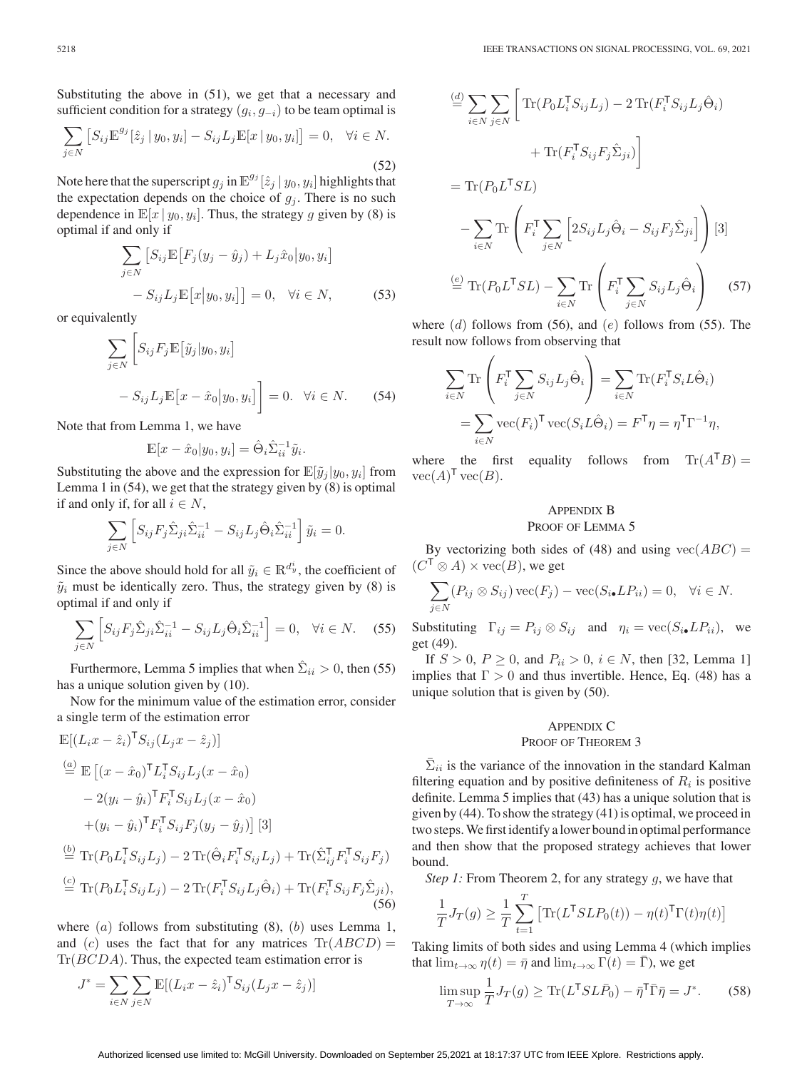Substituting the above in (51), we get that a necessary and sufficient condition for a strategy $(g_i, g_{-i})$ to be team optimal is

$$\sum_{j\in N} \left[S_{ij}\mathbb{E}^{g_j}[\hat{z}_j \mid y_0, y_i] - S_{ij}L_j\mathbb{E}[x \mid y_0, y_i]\right] = 0, \quad \forall i \in N. \tag{52}$$

Note here that the superscript $g_j$ in $\mathbb{E}^{g_j}[\hat{z}_j \mid y_0, y_i]$ highlights that the expectation depends on the choice of $g_j$. There is no such dependence in $\mathbb{E}[x \mid y_0, y_i]$. Thus, the strategy $g$ given by (8) is optimal if and only if

$$\sum_{j\in N} \big[S_{ij}\mathbb{E}\big[F_j(y_j - \hat{y}_j) + L_j\hat{x}_0 \big| y_0, y_i\big] - S_{ij}L_j\mathbb{E}\big[x\big|y_0, y_i\big]\big] = 0, \quad \forall i \in N, \tag{53}$$

or equivalently

$$\sum_{j\in N} \bigg[S_{ij}F_j\mathbb{E}\big[\tilde{y}_j|y_0, y_i\big] - S_{ij}L_j\mathbb{E}\big[x - \hat{x}_0\big|y_0, y_i\big]\bigg] = 0. \quad \forall i \in N. \tag{54}$$

Note that from Lemma 1, we have

$$\mathbb{E}[x - \hat{x}_0|y_0, y_i] = \hat{\Theta}_i\hat{\Sigma}_{ii}^{-1}\tilde{y}_i.$$

Substituting the above and the expression for $\mathbb{E}[\tilde{y}_j|y_0, y_i]$ from Lemma 1 in (54), we get that the strategy given by (8) is optimal if and only if, for all $i \in N$,

$$\sum_{j\in N} \left[S_{ij}F_j\hat{\Sigma}_{ji}\hat{\Sigma}_{ii}^{-1} - S_{ij}L_j\hat{\Theta}_i\hat{\Sigma}_{ii}^{-1}\right]\tilde{y}_i = 0.$$

Since the above should hold for all $\tilde{y}_i \in \mathbb{R}^{d_y^i}$, the coefficient of $\tilde{y}_i$ must be identically zero. Thus, the strategy given by (8) is optimal if and only if

$$\sum_{j\in N} \left[S_{ij}F_j\hat{\Sigma}_{ji}\hat{\Sigma}_{ii}^{-1} - S_{ij}L_j\hat{\Theta}_i\hat{\Sigma}_{ii}^{-1}\right] = 0, \quad \forall i \in N. \tag{55}$$

Furthermore, Lemma 5 implies that when $\hat{\Sigma}_{ii} > 0$, then (55) has a unique solution given by (10).

Now for the minimum value of the estimation error, consider a single term of the estimation error

$$\begin{aligned}
&\mathbb{E}[(L_i x - \hat{z}_i)^\mathsf{T} S_{ij}(L_j x - \hat{z}_j)] \\
&\overset{(a)}{=} \mathbb{E}\big[(x - \hat{x}_0)^\mathsf{T} L_i^\mathsf{T} S_{ij} L_j (x - \hat{x}_0) \\
&\quad - 2(y_i - \hat{y}_i)^\mathsf{T} F_i^\mathsf{T} S_{ij} L_j (x - \hat{x}_0) \\
&\quad + (y_i - \hat{y}_i)^\mathsf{T} F_i^\mathsf{T} S_{ij} F_j (y_j - \hat{y}_j)\big] \, [3] \\
&\overset{(b)}{=} \operatorname{Tr}(P_0 L_i^\mathsf{T} S_{ij} L_j) - 2\operatorname{Tr}(\hat{\Theta}_i F_i^\mathsf{T} S_{ij} L_j) + \operatorname{Tr}(\hat{\Sigma}_{ij}^\mathsf{T} F_i^\mathsf{T} S_{ij} F_j) \\
&\overset{(c)}{=} \operatorname{Tr}(P_0 L_i^\mathsf{T} S_{ij} L_j) - 2\operatorname{Tr}(F_i^\mathsf{T} S_{ij} L_j \hat{\Theta}_i) + \operatorname{Tr}(F_i^\mathsf{T} S_{ij} F_j \hat{\Sigma}_{ji}),
\end{aligned} \tag{56}$$

where $(a)$ follows from substituting (8), $(b)$ uses Lemma 1, and $(c)$ uses the fact that for any matrices $\operatorname{Tr}(ABCD) = \operatorname{Tr}(BCDA)$. Thus, the expected team estimation error is

$$\begin{aligned}
J^* &= \sum_{i\in N}\sum_{j\in N} \mathbb{E}[(L_i x - \hat{z}_i)^\mathsf{T} S_{ij}(L_j x - \hat{z}_j)] \\
&\overset{(d)}{=} \sum_{i\in N}\sum_{j\in N} \bigg[\operatorname{Tr}(P_0 L_i^\mathsf{T} S_{ij} L_j) - 2\operatorname{Tr}(F_i^\mathsf{T} S_{ij} L_j \hat{\Theta}_i) + \operatorname{Tr}(F_i^\mathsf{T} S_{ij} F_j \hat{\Sigma}_{ji})\bigg] \\
&= \operatorname{Tr}(P_0 L^\mathsf{T} S L) - \sum_{i\in N} \operatorname{Tr}\Bigg(F_i^\mathsf{T} \sum_{j\in N} \Big[2S_{ij}L_j\hat{\Theta}_i - S_{ij}F_j\hat{\Sigma}_{ji}\Big]\Bigg) \, [3] \\
&\overset{(e)}{=} \operatorname{Tr}(P_0 L^\mathsf{T} S L) - \sum_{i\in N} \operatorname{Tr}\Bigg(F_i^\mathsf{T} \sum_{j\in N} S_{ij}L_j\hat{\Theta}_i\Bigg)
\end{aligned} \tag{57}$$

where $(d)$ follows from (56), and $(e)$ follows from (55). The result now follows from observing that

$$\begin{aligned}
\sum_{i\in N} \operatorname{Tr}\Bigg(F_i^\mathsf{T} \sum_{j\in N} S_{ij}L_j\hat{\Theta}_i\Bigg) &= \sum_{i\in N} \operatorname{Tr}(F_i^\mathsf{T} S_i L \hat{\Theta}_i) \\
&= \sum_{i\in N} \operatorname{vec}(F_i)^\mathsf{T} \operatorname{vec}(S_i L \hat{\Theta}_i) = F^\mathsf{T}\eta = \eta^\mathsf{T}\Gamma^{-1}\eta,
\end{aligned}$$

where the first equality follows from $\operatorname{Tr}(A^\mathsf{T}B) = \operatorname{vec}(A)^\mathsf{T}\operatorname{vec}(B)$.

## Appendix B
## Proof of Lemma 5

By vectorizing both sides of (48) and using $\operatorname{vec}(ABC) = (C^\mathsf{T} \otimes A) \times \operatorname{vec}(B)$, we get

$$\sum_{j\in N} (P_{ij} \otimes S_{ij})\operatorname{vec}(F_j) - \operatorname{vec}(S_{i\bullet}LP_{ii}) = 0, \quad \forall i \in N.$$

Substituting $\Gamma_{ij} = P_{ij} \otimes S_{ij}$ and $\eta_i = \operatorname{vec}(S_{i\bullet}LP_{ii})$, we get (49).

If $S > 0$, $P \geq 0$, and $P_{ii} > 0$, $i \in N$, then [32, Lemma 1] implies that $\Gamma > 0$ and thus invertible. Hence, Eq. (48) has a unique solution that is given by (50).

## Appendix C
## Proof of Theorem 3

$\bar{\Sigma}_{ii}$ is the variance of the innovation in the standard Kalman filtering equation and by positive definiteness of $R_i$ is positive definite. Lemma 5 implies that (43) has a unique solution that is given by (44). To show the strategy (41) is optimal, we proceed in two steps. We first identify a lower bound in optimal performance and then show that the proposed strategy achieves that lower bound.

*Step 1:* From Theorem 2, for any strategy $g$, we have that

$$\frac{1}{T}J_T(g) \geq \frac{1}{T}\sum_{t=1}^{T}\left[\operatorname{Tr}(L^\mathsf{T} S L P_0(t)) - \eta(t)^\mathsf{T}\Gamma(t)\eta(t)\right]$$

Taking limits of both sides and using Lemma 4 (which implies that $\lim_{t\to\infty}\eta(t) = \bar{\eta}$ and $\lim_{t\to\infty}\Gamma(t) = \bar{\Gamma}$), we get

$$\limsup_{T\to\infty}\frac{1}{T}J_T(g) \geq \operatorname{Tr}(L^\mathsf{T} S L \bar{P}_0) - \bar{\eta}^\mathsf{T}\bar{\Gamma}\bar{\eta} = J^*. \tag{58}$$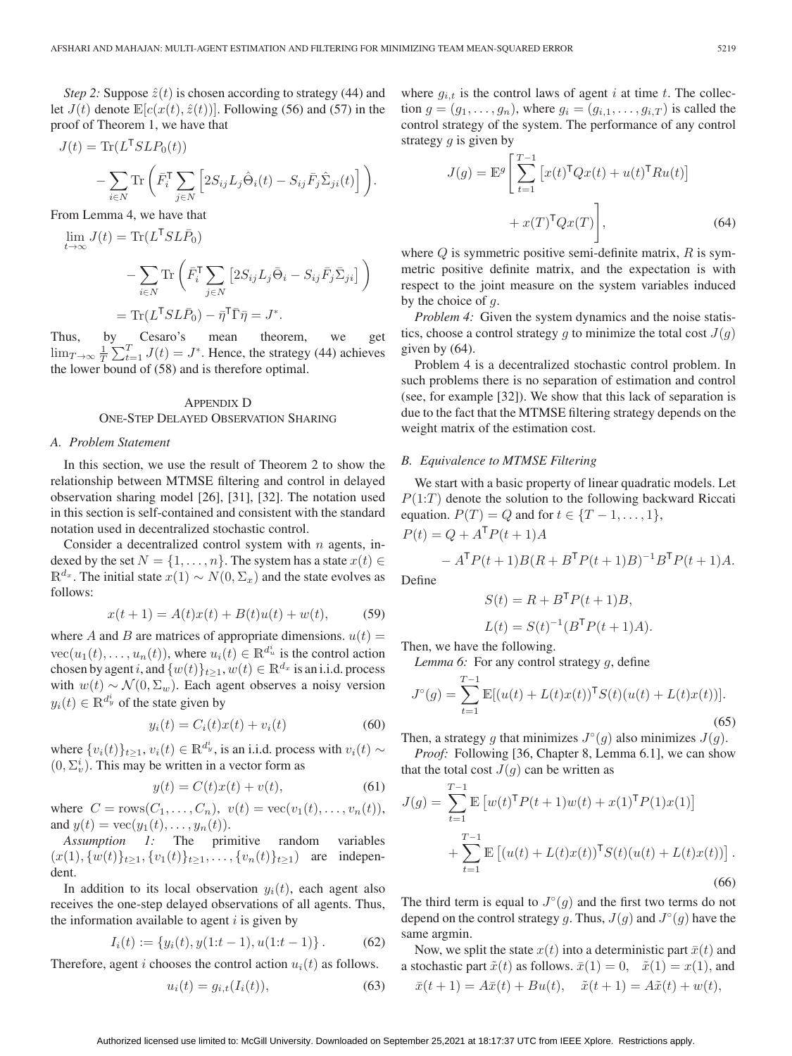*Step 2:* Suppose $\hat{z}(t)$ is chosen according to strategy (44) and let $J(t)$ denote $\mathbb{E}[c(x(t), \hat{z}(t))]$. Following (56) and (57) in the proof of Theorem 1, we have that

$$J(t) = \mathrm{Tr}(L^{\mathsf{T}} S L P_0(t)) - \sum_{i \in N} \mathrm{Tr}\left( \bar{F}_i^{\mathsf{T}} \sum_{j \in N} \left[ 2 S_{ij} L_j \hat{\Theta}_i(t) - S_{ij} \bar{F}_j \hat{\Sigma}_{ji}(t) \right] \right).$$

From Lemma 4, we have that

$$\lim_{t \to \infty} J(t) = \mathrm{Tr}(L^{\mathsf{T}} S L \bar{P}_0) - \sum_{i \in N} \mathrm{Tr}\left( \bar{F}_i^{\mathsf{T}} \sum_{j \in N} \left[ 2 S_{ij} L_j \bar{\Theta}_i - S_{ij} \bar{F}_j \bar{\Sigma}_{ji} \right] \right) = \mathrm{Tr}(L^{\mathsf{T}} S L \bar{P}_0) - \bar{\eta}^{\mathsf{T}} \bar{\Gamma} \bar{\eta} = J^*.$$

Thus, by Cesaro's mean theorem, we get $\lim_{T \to \infty} \frac{1}{T} \sum_{t=1}^{T} J(t) = J^*$. Hence, the strategy (44) achieves the lower bound of (58) and is therefore optimal.

## Appendix D One-Step Delayed Observation Sharing

### A. Problem Statement

In this section, we use the result of Theorem 2 to show the relationship between MTMSE filtering and control in delayed observation sharing model [26], [31], [32]. The notation used in this section is self-contained and consistent with the standard notation used in decentralized stochastic control.

Consider a decentralized control system with $n$ agents, indexed by the set $N = \{1, \ldots, n\}$. The system has a state $x(t) \in \mathbb{R}^{d_x}$. The initial state $x(1) \sim N(0, \Sigma_x)$ and the state evolves as follows:

$$x(t+1) = A(t)x(t) + B(t)u(t) + w(t), \tag{59}$$

where $A$ and $B$ are matrices of appropriate dimensions. $u(t) = \mathrm{vec}(u_1(t), \ldots, u_n(t))$, where $u_i(t) \in \mathbb{R}^{d_u^i}$ is the control action chosen by agent $i$, and $\{w(t)\}_{t \geq 1}$, $w(t) \in \mathbb{R}^{d_x}$ is an i.i.d. process with $w(t) \sim \mathcal{N}(0, \Sigma_w)$. Each agent observes a noisy version $y_i(t) \in \mathbb{R}^{d_y^i}$ of the state given by

$$y_i(t) = C_i(t)x(t) + v_i(t) \tag{60}$$

where $\{v_i(t)\}_{t \geq 1}$, $v_i(t) \in \mathbb{R}^{d_y^i}$, is an i.i.d. process with $v_i(t) \sim (0, \Sigma_v^i)$. This may be written in a vector form as

$$y(t) = C(t)x(t) + v(t), \tag{61}$$

where $C = \mathrm{rows}(C_1, \ldots, C_n)$, $v(t) = \mathrm{vec}(v_1(t), \ldots, v_n(t))$, and $y(t) = \mathrm{vec}(y_1(t), \ldots, y_n(t))$.

*Assumption 1:* The primitive random variables $(x(1), \{w(t)\}_{t \geq 1}, \{v_1(t)\}_{t \geq 1}, \ldots, \{v_n(t)\}_{t \geq 1})$ are independent.

In addition to its local observation $y_i(t)$, each agent also receives the one-step delayed observations of all agents. Thus, the information available to agent $i$ is given by

$$I_i(t) := \{y_i(t), y(1{:}t-1), u(1{:}t-1)\}. \tag{62}$$

Therefore, agent $i$ chooses the control action $u_i(t)$ as follows.

$$u_i(t) = g_{i,t}(I_i(t)), \tag{63}$$

where $g_{i,t}$ is the control laws of agent $i$ at time $t$. The collection $g = (g_1, \ldots, g_n)$, where $g_i = (g_{i,1}, \ldots, g_{i,T})$ is called the control strategy of the system. The performance of any control strategy $g$ is given by

$$J(g) = \mathbb{E}^g \left[ \sum_{t=1}^{T-1} \left[ x(t)^{\mathsf{T}} Q x(t) + u(t)^{\mathsf{T}} R u(t) \right] + x(T)^{\mathsf{T}} Q x(T) \right], \tag{64}$$

where $Q$ is symmetric positive semi-definite matrix, $R$ is symmetric positive definite matrix, and the expectation is with respect to the joint measure on the system variables induced by the choice of $g$.

*Problem 4:* Given the system dynamics and the noise statistics, choose a control strategy $g$ to minimize the total cost $J(g)$ given by (64).

Problem 4 is a decentralized stochastic control problem. In such problems there is no separation of estimation and control (see, for example [32]). We show that this lack of separation is due to the fact that the MTMSE filtering strategy depends on the weight matrix of the estimation cost.

### B. Equivalence to MTMSE Filtering

We start with a basic property of linear quadratic models. Let $P(1{:}T)$ denote the solution to the following backward Riccati equation. $P(T) = Q$ and for $t \in \{T-1, \ldots, 1\}$,

$$P(t) = Q + A^{\mathsf{T}} P(t+1) A - A^{\mathsf{T}} P(t+1) B (R + B^{\mathsf{T}} P(t+1) B)^{-1} B^{\mathsf{T}} P(t+1) A.$$

Define

$$S(t) = R + B^{\mathsf{T}} P(t+1) B,$$

$$L(t) = S(t)^{-1} (B^{\mathsf{T}} P(t+1) A).$$

Then, we have the following.

*Lemma 6:* For any control strategy $g$, define

$$J^{\circ}(g) = \sum_{t=1}^{T-1} \mathbb{E}[(u(t) + L(t)x(t))^{\mathsf{T}} S(t) (u(t) + L(t)x(t))]. \tag{65}$$

Then, a strategy $g$ that minimizes $J^{\circ}(g)$ also minimizes $J(g)$.

*Proof:* Following [36, Chapter 8, Lemma 6.1], we can show that the total cost $J(g)$ can be written as

$$J(g) = \sum_{t=1}^{T-1} \mathbb{E}\left[ w(t)^{\mathsf{T}} P(t+1) w(t) + x(1)^{\mathsf{T}} P(1) x(1) \right] + \sum_{t=1}^{T-1} \mathbb{E}\left[ (u(t) + L(t)x(t))^{\mathsf{T}} S(t) (u(t) + L(t)x(t)) \right]. \tag{66}$$

The third term is equal to $J^{\circ}(g)$ and the first two terms do not depend on the control strategy $g$. Thus, $J(g)$ and $J^{\circ}(g)$ have the same argmin.

Now, we split the state $x(t)$ into a deterministic part $\bar{x}(t)$ and a stochastic part $\tilde{x}(t)$ as follows. $\bar{x}(1) = 0$, $\tilde{x}(1) = x(1)$, and

$$\bar{x}(t+1) = A\bar{x}(t) + Bu(t), \quad \tilde{x}(t+1) = A\tilde{x}(t) + w(t),$$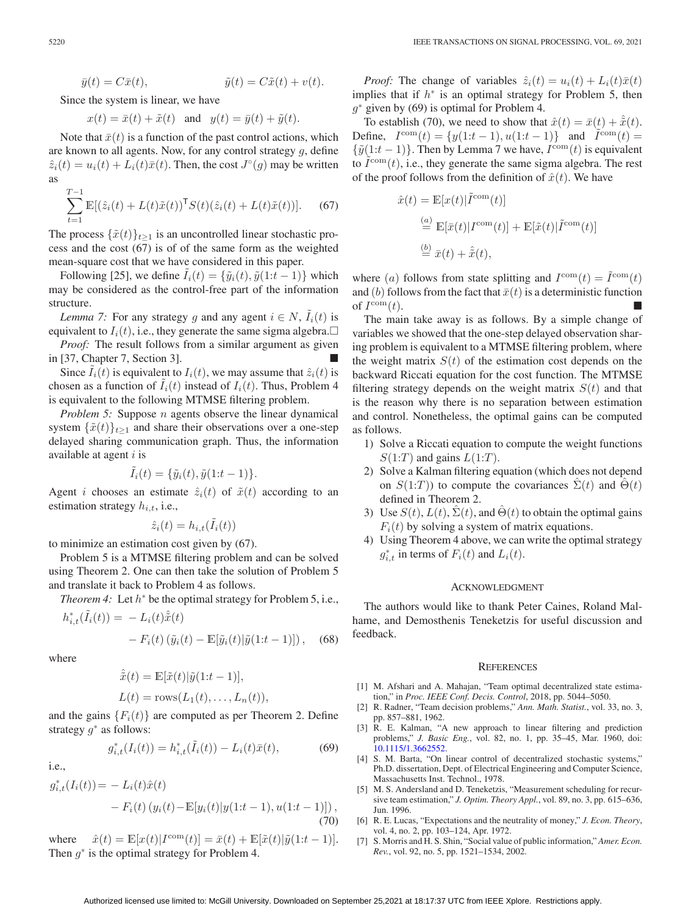$$\bar{y}(t) = C\bar{x}(t), \qquad \tilde{y}(t) = C\tilde{x}(t) + v(t).$$

Since the system is linear, we have

$$x(t) = \bar{x}(t) + \tilde{x}(t) \quad \text{and} \quad y(t) = \bar{y}(t) + \tilde{y}(t).$$

Note that $\bar{x}(t)$ is a function of the past control actions, which are known to all agents. Now, for any control strategy $g$, define $\hat{z}_i(t) = u_i(t) + L_i(t)\bar{x}(t)$. Then, the cost $J^\circ(g)$ may be written as

$$\sum_{t=1}^{T-1} \mathbb{E}[(\hat{z}_i(t) + L(t)\tilde{x}(t))^\mathsf{T} S(t)(\hat{z}_i(t) + L(t)\tilde{x}(t))]. \tag{67}$$

The process $\{\tilde{x}(t)\}_{t\geq 1}$ is an uncontrolled linear stochastic process and the cost (67) is of of the same form as the weighted mean-square cost that we have considered in this paper.

Following [25], we define $\tilde{I}_i(t) = \{\tilde{y}_i(t), \tilde{y}(1{:}t-1)\}$ which may be considered as the control-free part of the information structure.

*Lemma 7:* For any strategy $g$ and any agent $i \in N$, $\tilde{I}_i(t)$ is equivalent to $I_i(t)$, i.e., they generate the same sigma algebra. □

*Proof:* The result follows from a similar argument as given in [37, Chapter 7, Section 3]. ■

Since $\tilde{I}_i(t)$ is equivalent to $I_i(t)$, we may assume that $\hat{z}_i(t)$ is chosen as a function of $\tilde{I}_i(t)$ instead of $I_i(t)$. Thus, Problem 4 is equivalent to the following MTMSE filtering problem.

*Problem 5:* Suppose $n$ agents observe the linear dynamical system $\{\tilde{x}(t)\}_{t\geq 1}$ and share their observations over a one-step delayed sharing communication graph. Thus, the information available at agent $i$ is

$$\tilde{I}_i(t) = \{\tilde{y}_i(t), \tilde{y}(1{:}t-1)\}.$$

Agent $i$ chooses an estimate $\hat{z}_i(t)$ of $\tilde{x}(t)$ according to an estimation strategy $h_{i,t}$, i.e.,

$$\hat{z}_i(t) = h_{i,t}(\tilde{I}_i(t))$$

to minimize an estimation cost given by (67).

Problem 5 is a MTMSE filtering problem and can be solved using Theorem 2. One can then take the solution of Problem 5 and translate it back to Problem 4 as follows.

*Theorem 4:* Let $h^*$ be the optimal strategy for Problem 5, i.e.,

$$h^*_{i,t}(\tilde{I}_i(t)) = -L_i(t)\hat{\tilde{x}}(t) - F_i(t)\left(\tilde{y}_i(t) - \mathbb{E}[\tilde{y}_i(t)|\tilde{y}(1{:}t-1)]\right), \tag{68}$$

where

$$\hat{\tilde{x}}(t) = \mathbb{E}[\tilde{x}(t)|\tilde{y}(1{:}t-1)],$$
$$L(t) = \text{rows}(L_1(t), \ldots, L_n(t)),$$

and the gains $\{F_i(t)\}$ are computed as per Theorem 2. Define strategy $g^*$ as follows:

$$g^*_{i,t}(I_i(t)) = h^*_{i,t}(\tilde{I}_i(t)) - L_i(t)\bar{x}(t), \tag{69}$$

i.e.,

$$g^*_{i,t}(I_i(t)) = -L_i(t)\hat{x}(t) - F_i(t)\left(y_i(t) - \mathbb{E}[y_i(t)|y(1{:}t-1), u(1{:}t-1)]\right), \tag{70}$$

where $\hat{x}(t) = \mathbb{E}[x(t)|I^{\text{com}}(t)] = \bar{x}(t) + \mathbb{E}[\tilde{x}(t)|\tilde{y}(1{:}t-1)]$. Then $g^*$ is the optimal strategy for Problem 4.

*Proof:* The change of variables $\hat{z}_i(t) = u_i(t) + L_i(t)\bar{x}(t)$ implies that if $h^*$ is an optimal strategy for Problem 5, then $g^*$ given by (69) is optimal for Problem 4.

To establish (70), we need to show that $\hat{x}(t) = \bar{x}(t) + \hat{\tilde{x}}(t)$. Define, $I^{\text{com}}(t) = \{y(1{:}t-1), u(1{:}t-1)\}$ and $\tilde{I}^{\text{com}}(t) = \{\tilde{y}(1{:}t-1)\}$. Then by Lemma 7 we have, $I^{\text{com}}(t)$ is equivalent to $\tilde{I}^{\text{com}}(t)$, i.e., they generate the same sigma algebra. The rest of the proof follows from the definition of $\hat{x}(t)$. We have

$$\begin{aligned}
\hat{x}(t) &= \mathbb{E}[x(t)|\tilde{I}^{\text{com}}(t)] \\
&\overset{(a)}{=} \mathbb{E}[\bar{x}(t)|I^{\text{com}}(t)] + \mathbb{E}[\tilde{x}(t)|\tilde{I}^{\text{com}}(t)] \\
&\overset{(b)}{=} \bar{x}(t) + \hat{\tilde{x}}(t),
\end{aligned}$$

where $(a)$ follows from state splitting and $I^{\text{com}}(t) = \tilde{I}^{\text{com}}(t)$ and $(b)$ follows from the fact that $\bar{x}(t)$ is a deterministic function of $I^{\text{com}}(t)$. ■

The main take away is as follows. By a simple change of variables we showed that the one-step delayed observation sharing problem is equivalent to a MTMSE filtering problem, where the weight matrix $S(t)$ of the estimation cost depends on the backward Riccati equation for the cost function. The MTMSE filtering strategy depends on the weight matrix $S(t)$ and that is the reason why there is no separation between estimation and control. Nonetheless, the optimal gains can be computed as follows.

1) Solve a Riccati equation to compute the weight functions $S(1{:}T)$ and gains $L(1{:}T)$.
2) Solve a Kalman filtering equation (which does not depend on $S(1{:}T)$) to compute the covariances $\hat{\Sigma}(t)$ and $\hat{\Theta}(t)$ defined in Theorem 2.
3) Use $S(t)$, $L(t)$, $\hat{\Sigma}(t)$, and $\hat{\Theta}(t)$ to obtain the optimal gains $F_i(t)$ by solving a system of matrix equations.
4) Using Theorem 4 above, we can write the optimal strategy $g^*_{i,t}$ in terms of $F_i(t)$ and $L_i(t)$.

## Acknowledgment

The authors would like to thank Peter Caines, Roland Malhame, and Demosthenis Teneketzis for useful discussion and feedback.

## References

[1] M. Afshari and A. Mahajan, "Team optimal decentralized state estimation," in *Proc. IEEE Conf. Decis. Control*, 2018, pp. 5044–5050.

[2] R. Radner, "Team decision problems," *Ann. Math. Statist.*, vol. 33, no. 3, pp. 857–881, 1962.

[3] R. E. Kalman, "A new approach to linear filtering and prediction problems," *J. Basic Eng.*, vol. 82, no. 1, pp. 35–45, Mar. 1960, doi: 10.1115/1.3662552.

[4] S. M. Barta, "On linear control of decentralized stochastic systems," Ph.D. dissertation, Dept. of Electrical Engineering and Computer Science, Massachusetts Inst. Technol., 1978.

[5] M. S. Andersland and D. Teneketzis, "Measurement scheduling for recursive team estimation," *J. Optim. Theory Appl.*, vol. 89, no. 3, pp. 615–636, Jun. 1996.

[6] R. E. Lucas, "Expectations and the neutrality of money," *J. Econ. Theory*, vol. 4, no. 2, pp. 103–124, Apr. 1972.

[7] S. Morris and H. S. Shin, "Social value of public information," *Amer. Econ. Rev.*, vol. 92, no. 5, pp. 1521–1534, 2002.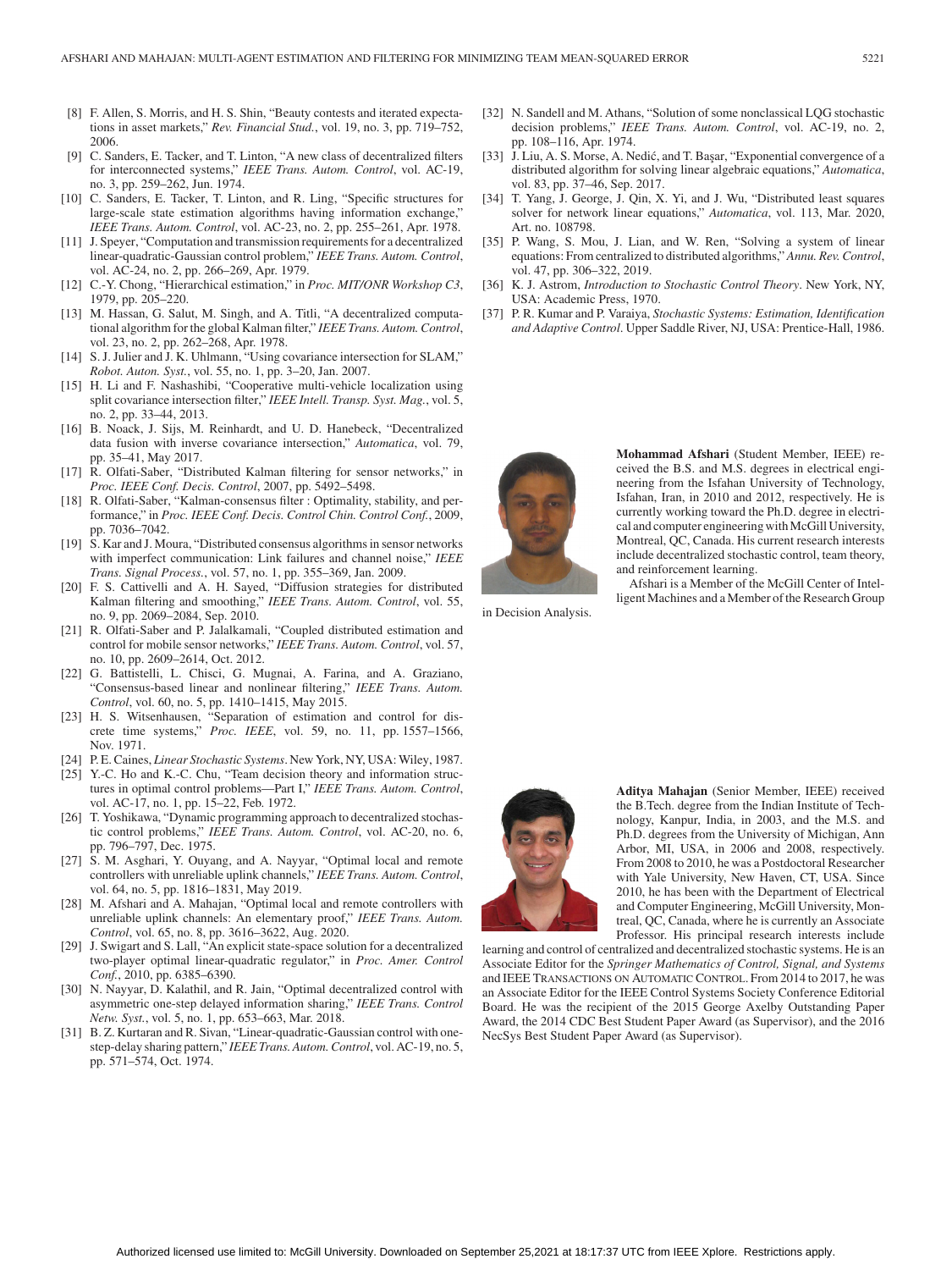[8] F. Allen, S. Morris, and H. S. Shin, "Beauty contests and iterated expectations in asset markets," *Rev. Financial Stud.*, vol. 19, no. 3, pp. 719–752, 2006.

[9] C. Sanders, E. Tacker, and T. Linton, "A new class of decentralized filters for interconnected systems," *IEEE Trans. Autom. Control*, vol. AC-19, no. 3, pp. 259–262, Jun. 1974.

[10] C. Sanders, E. Tacker, T. Linton, and R. Ling, "Specific structures for large-scale state estimation algorithms having information exchange," *IEEE Trans. Autom. Control*, vol. AC-23, no. 2, pp. 255–261, Apr. 1978.

[11] J. Speyer, "Computation and transmission requirements for a decentralized linear-quadratic-Gaussian control problem," *IEEE Trans. Autom. Control*, vol. AC-24, no. 2, pp. 266–269, Apr. 1979.

[12] C.-Y. Chong, "Hierarchical estimation," in *Proc. MIT/ONR Workshop C3*, 1979, pp. 205–220.

[13] M. Hassan, G. Salut, M. Singh, and A. Titli, "A decentralized computational algorithm for the global Kalman filter," *IEEE Trans. Autom. Control*, vol. 23, no. 2, pp. 262–268, Apr. 1978.

[14] S. J. Julier and J. K. Uhlmann, "Using covariance intersection for SLAM," *Robot. Auton. Syst.*, vol. 55, no. 1, pp. 3–20, Jan. 2007.

[15] H. Li and F. Nashashibi, "Cooperative multi-vehicle localization using split covariance intersection filter," *IEEE Intell. Transp. Syst. Mag.*, vol. 5, no. 2, pp. 33–44, 2013.

[16] B. Noack, J. Sijs, M. Reinhardt, and U. D. Hanebeck, "Decentralized data fusion with inverse covariance intersection," *Automatica*, vol. 79, pp. 35–41, May 2017.

[17] R. Olfati-Saber, "Distributed Kalman filtering for sensor networks," in *Proc. IEEE Conf. Decis. Control*, 2007, pp. 5492–5498.

[18] R. Olfati-Saber, "Kalman-consensus filter : Optimality, stability, and performance," in *Proc. IEEE Conf. Decis. Control Chin. Control Conf.*, 2009, pp. 7036–7042.

[19] S. Kar and J. Moura, "Distributed consensus algorithms in sensor networks with imperfect communication: Link failures and channel noise," *IEEE Trans. Signal Process.*, vol. 57, no. 1, pp. 355–369, Jan. 2009.

[20] F. S. Cattivelli and A. H. Sayed, "Diffusion strategies for distributed Kalman filtering and smoothing," *IEEE Trans. Autom. Control*, vol. 55, no. 9, pp. 2069–2084, Sep. 2010.

[21] R. Olfati-Saber and P. Jalalkamali, "Coupled distributed estimation and control for mobile sensor networks," *IEEE Trans. Autom. Control*, vol. 57, no. 10, pp. 2609–2614, Oct. 2012.

[22] G. Battistelli, L. Chisci, G. Mugnai, A. Farina, and A. Graziano, "Consensus-based linear and nonlinear filtering," *IEEE Trans. Autom. Control*, vol. 60, no. 5, pp. 1410–1415, May 2015.

[23] H. S. Witsenhausen, "Separation of estimation and control for discrete time systems," *Proc. IEEE*, vol. 59, no. 11, pp. 1557–1566, Nov. 1971.

[24] P. E. Caines, *Linear Stochastic Systems*. New York, NY, USA: Wiley, 1987.

[25] Y.-C. Ho and K.-C. Chu, "Team decision theory and information structures in optimal control problems—Part I," *IEEE Trans. Autom. Control*, vol. AC-17, no. 1, pp. 15–22, Feb. 1972.

[26] T. Yoshikawa, "Dynamic programming approach to decentralized stochastic control problems," *IEEE Trans. Autom. Control*, vol. AC-20, no. 6, pp. 796–797, Dec. 1975.

[27] S. M. Asghari, Y. Ouyang, and A. Nayyar, "Optimal local and remote controllers with unreliable uplink channels," *IEEE Trans. Autom. Control*, vol. 64, no. 5, pp. 1816–1831, May 2019.

[28] M. Afshari and A. Mahajan, "Optimal local and remote controllers with unreliable uplink channels: An elementary proof," *IEEE Trans. Autom. Control*, vol. 65, no. 8, pp. 3616–3622, Aug. 2020.

[29] J. Swigart and S. Lall, "An explicit state-space solution for a decentralized two-player optimal linear-quadratic regulator," in *Proc. Amer. Control Conf.*, 2010, pp. 6385–6390.

[30] N. Nayyar, D. Kalathil, and R. Jain, "Optimal decentralized control with asymmetric one-step delayed information sharing," *IEEE Trans. Control Netw. Syst.*, vol. 5, no. 1, pp. 653–663, Mar. 2018.

[31] B. Z. Kurtaran and R. Sivan, "Linear-quadratic-Gaussian control with one-step-delay sharing pattern," *IEEE Trans. Autom. Control*, vol. AC-19, no. 5, pp. 571–574, Oct. 1974.

[32] N. Sandell and M. Athans, "Solution of some nonclassical LQG stochastic decision problems," *IEEE Trans. Autom. Control*, vol. AC-19, no. 2, pp. 108–116, Apr. 1974.

[33] J. Liu, A. S. Morse, A. Nedić, and T. Başar, "Exponential convergence of a distributed algorithm for solving linear algebraic equations," *Automatica*, vol. 83, pp. 37–46, Sep. 2017.

[34] T. Yang, J. George, J. Qin, X. Yi, and J. Wu, "Distributed least squares solver for network linear equations," *Automatica*, vol. 113, Mar. 2020, Art. no. 108798.

[35] P. Wang, S. Mou, J. Lian, and W. Ren, "Solving a system of linear equations: From centralized to distributed algorithms," *Annu. Rev. Control*, vol. 47, pp. 306–322, 2019.

[36] K. J. Astrom, *Introduction to Stochastic Control Theory*. New York, NY, USA: Academic Press, 1970.

[37] P. R. Kumar and P. Varaiya, *Stochastic Systems: Estimation, Identification and Adaptive Control*. Upper Saddle River, NJ, USA: Prentice-Hall, 1986.

**Mohammad Afshari** (Student Member, IEEE) received the B.S. and M.S. degrees in electrical engineering from the Isfahan University of Technology, Isfahan, Iran, in 2010 and 2012, respectively. He is currently working toward the Ph.D. degree in electrical and computer engineering with McGill University, Montreal, QC, Canada. His current research interests include decentralized stochastic control, team theory, and reinforcement learning.

Afshari is a Member of the McGill Center of Intelligent Machines and a Member of the Research Group in Decision Analysis.

**Aditya Mahajan** (Senior Member, IEEE) received the B.Tech. degree from the Indian Institute of Technology, Kanpur, India, in 2003, and the M.S. and Ph.D. degrees from the University of Michigan, Ann Arbor, MI, USA, in 2006 and 2008, respectively. From 2008 to 2010, he was a Postdoctoral Researcher with Yale University, New Haven, CT, USA. Since 2010, he has been with the Department of Electrical and Computer Engineering, McGill University, Montreal, QC, Canada, where he is currently an Associate Professor. His principal research interests include learning and control of centralized and decentralized stochastic systems. He is an Associate Editor for the *Springer Mathematics of Control, Signal, and Systems* and IEEE TRANSACTIONS ON AUTOMATIC CONTROL. From 2014 to 2017, he was an Associate Editor for the IEEE Control Systems Society Conference Editorial Board. He was the recipient of the 2015 George Axelby Outstanding Paper Award, the 2014 CDC Best Student Paper Award (as Supervisor), and the 2016 NecSys Best Student Paper Award (as Supervisor).